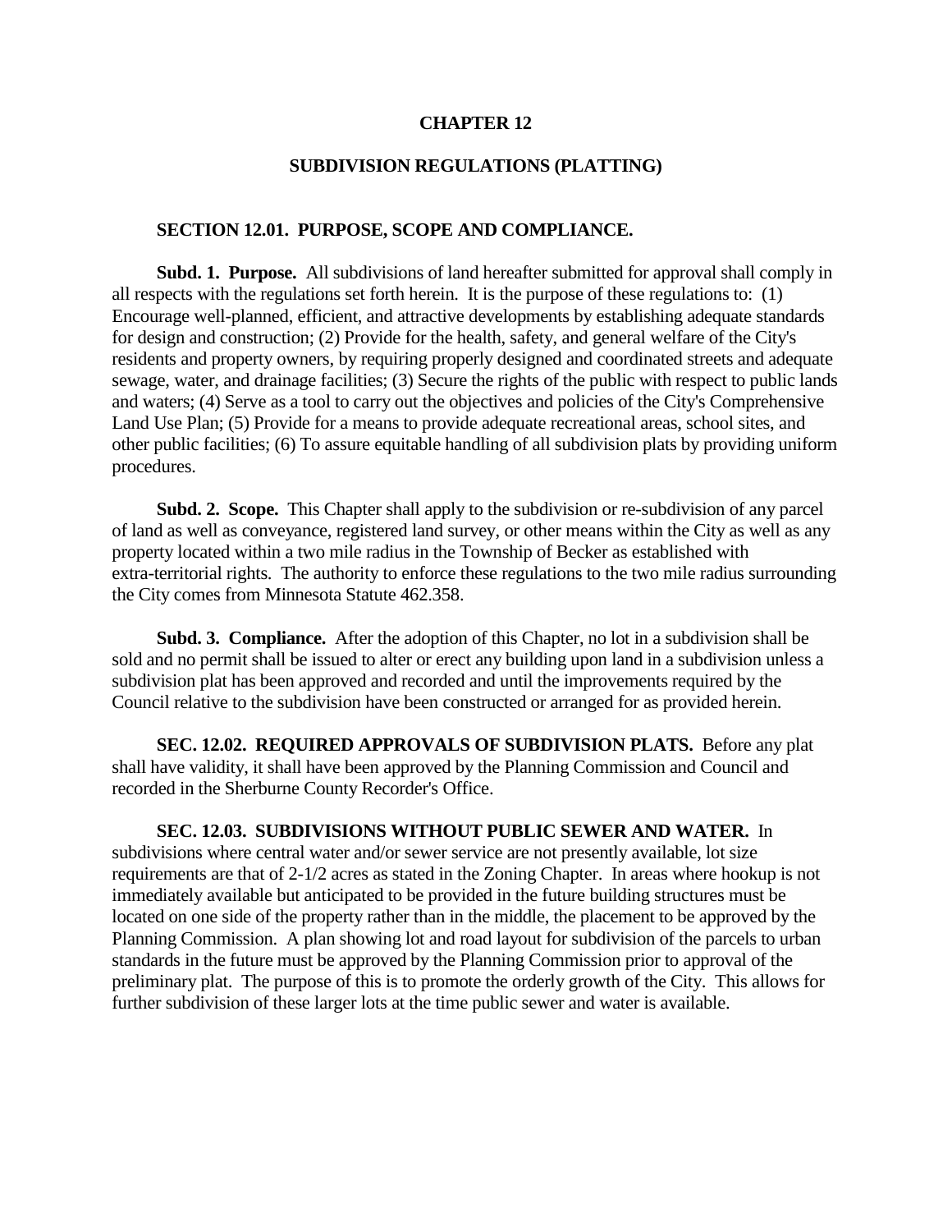# CHAPTER 12

## SUBDIVISION REGULATIONS (PLATTING)

### SECTION 12.01. PURPOSE, SCOPE AND COMPLIANCE.

**Subd. 1. Purpose.** All subdivisions of land hereafter submitted for approval shall comply in all respects with the regulations set forth herein. It is the purpose of these regulations to: (1) Encourage well-planned, efficient, and attractive developments by establishing adequate standards for design and construction; (2) Provide for the health, safety, and general welfare of the City's residents and property owners, by requiring properly designed and coordinated streets and adequate sewage, water, and drainage facilities; (3) Secure the rights of the public with respect to public lands and waters; (4) Serve as a tool to carry out the objectives and policies of the City's Comprehensive Land Use Plan; (5) Provide for a means to provide adequate recreational areas, school sites, and other public facilities; (6) To assure equitable handling of all subdivision plats by providing uniform procedures.

**Subd. 2. Scope.** This Chapter shall apply to the subdivision or re-subdivision of any parcel of land as well as conveyance, registered land survey, or other means within the City as well as any property located within a two mile radius in the Township of Becker as established with extra-territorial rights. The authority to enforce these regulations to the two mile radius surrounding the City comes from Minnesota Statute 462.358.

**Subd. 3. Compliance.** After the adoption of this Chapter, no lot in a subdivision shall be sold and no permit shall be issued to alter or erect any building upon land in a subdivision unless a subdivision plat has been approved and recorded and until the improvements required by the Council relative to the subdivision have been constructed or arranged for as provided herein.

**SEC. 12.02. REQUIRED APPROVALS OF SUBDIVISION PLATS.** Before any plat shall have validity, it shall have been approved by the Planning Commission and Council and recorded in the Sherburne County Recorder's Office.

**SEC. 12.03. SUBDIVISIONS WITHOUT PUBLIC SEWER AND WATER.** In subdivisions where central water and/or sewer service are not presently available, lot size requirements are that of 2-1/2 acres as stated in the Zoning Chapter. In areas where hookup is not immediately available but anticipated to be provided in the future building structures must be located on one side of the property rather than in the middle, the placement to be approved by the Planning Commission. A plan showing lot and road layout for subdivision of the parcels to urban standards in the future must be approved by the Planning Commission prior to approval of the preliminary plat. The purpose of this is to promote the orderly growth of the City. This allows for further subdivision of these larger lots at the time public sewer and water is available.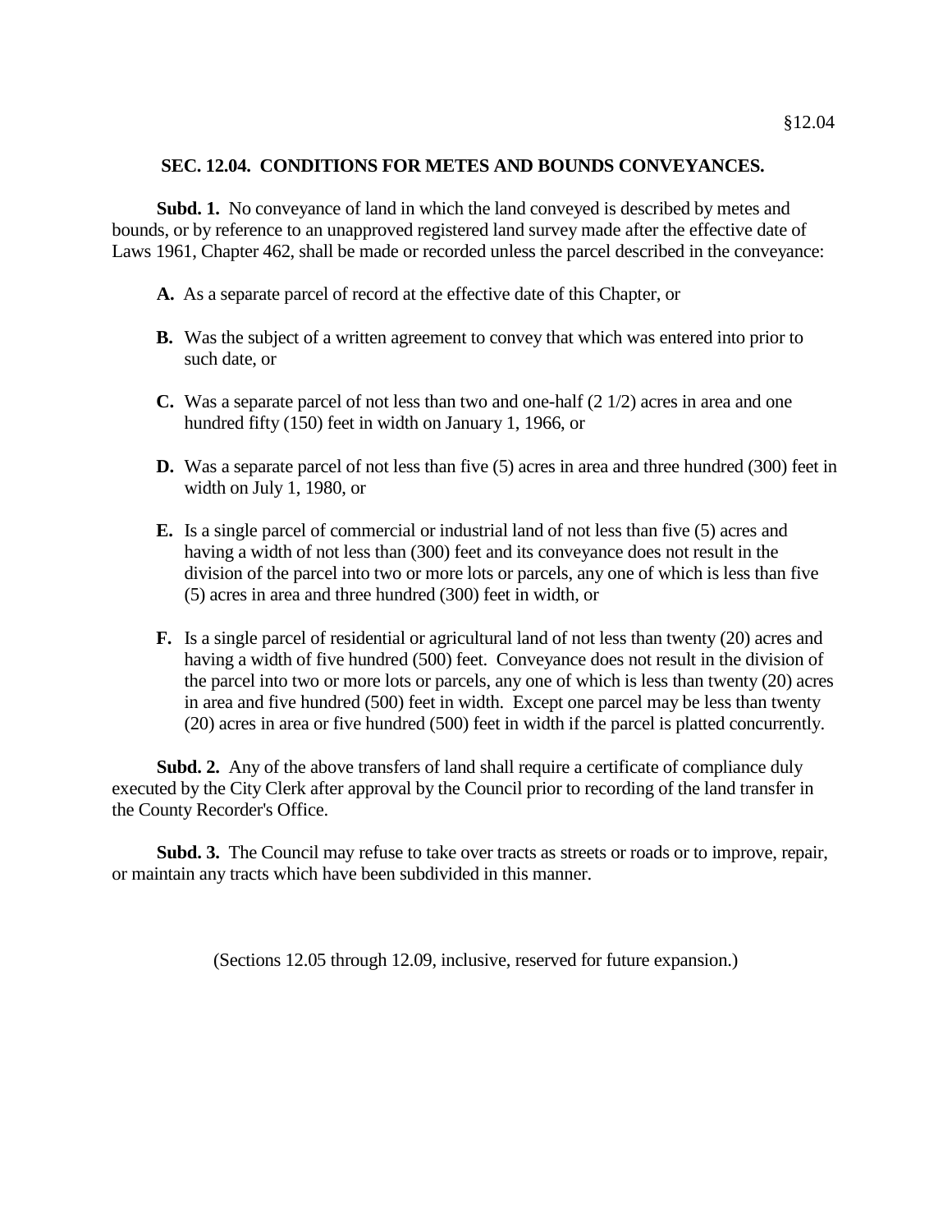## SEC. 12.04. CONDITIONS FOR METES AND BOUNDS CONVEYANCES.

**Subd. 1.** No conveyance of land in which the land conveyed is described by metes and bounds, or by reference to an unapproved registered land survey made after the effective date of Laws 1961, Chapter 462, shall be made or recorded unless the parcel described in the conveyance:

**A.** As a separate parcel of record at the effective date of this Chapter, or

**B.** Was the subject of a written agreement to convey that which was entered into prior to such date, or

**C.** Was a separate parcel of not less than two and one-half (2 1/2) acres in area and one hundred fifty (150) feet in width on January 1, 1966, or

**D.** Was a separate parcel of not less than five (5) acres in area and three hundred (300) feet in width on July 1, 1980, or

**E.** Is a single parcel of commercial or industrial land of not less than five (5) acres and having a width of not less than (300) feet and its conveyance does not result in the division of the parcel into two or more lots or parcels, any one of which is less than five (5) acres in area and three hundred (300) feet in width, or

**F.** Is a single parcel of residential or agricultural land of not less than twenty (20) acres and having a width of five hundred (500) feet. Conveyance does not result in the division of the parcel into two or more lots or parcels, any one of which is less than twenty (20) acres in area and five hundred (500) feet in width. Except one parcel may be less than twenty (20) acres in area or five hundred (500) feet in width if the parcel is platted concurrently.

**Subd. 2.** Any of the above transfers of land shall require a certificate of compliance duly executed by the City Clerk after approval by the Council prior to recording of the land transfer in the County Recorder's Office.

**Subd. 3.** The Council may refuse to take over tracts as streets or roads or to improve, repair, or maintain any tracts which have been subdivided in this manner.

(Sections 12.05 through 12.09, inclusive, reserved for future expansion.)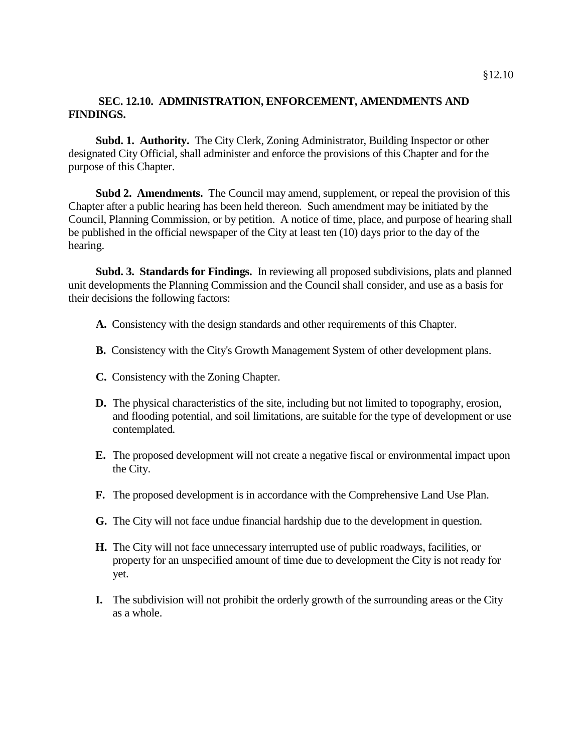**SEC. 12.10. ADMINISTRATION, ENFORCEMENT, AMENDMENTS AND FINDINGS.**

**Subd. 1. Authority.** The City Clerk, Zoning Administrator, Building Inspector or other designated City Official, shall administer and enforce the provisions of this Chapter and for the purpose of this Chapter.

**Subd 2. Amendments.** The Council may amend, supplement, or repeal the provision of this Chapter after a public hearing has been held thereon. Such amendment may be initiated by the Council, Planning Commission, or by petition. A notice of time, place, and purpose of hearing shall be published in the official newspaper of the City at least ten (10) days prior to the day of the hearing.

**Subd. 3. Standards for Findings.** In reviewing all proposed subdivisions, plats and planned unit developments the Planning Commission and the Council shall consider, and use as a basis for their decisions the following factors:

**A.** Consistency with the design standards and other requirements of this Chapter.

**B.** Consistency with the City's Growth Management System of other development plans.

**C.** Consistency with the Zoning Chapter.

**D.** The physical characteristics of the site, including but not limited to topography, erosion, and flooding potential, and soil limitations, are suitable for the type of development or use contemplated.

**E.** The proposed development will not create a negative fiscal or environmental impact upon the City.

**F.** The proposed development is in accordance with the Comprehensive Land Use Plan.

**G.** The City will not face undue financial hardship due to the development in question.

**H.** The City will not face unnecessary interrupted use of public roadways, facilities, or property for an unspecified amount of time due to development the City is not ready for yet.

**I.** The subdivision will not prohibit the orderly growth of the surrounding areas or the City as a whole.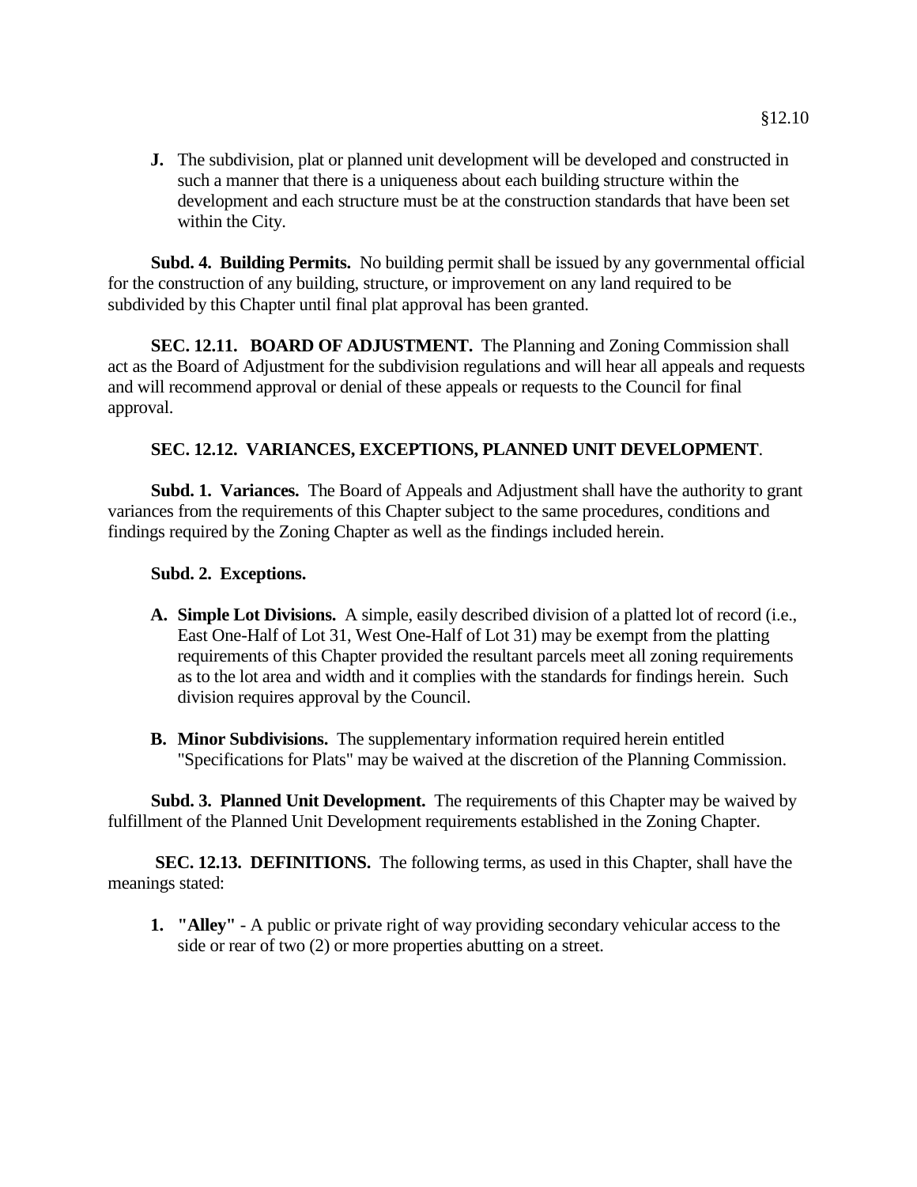**J.** The subdivision, plat or planned unit development will be developed and constructed in such a manner that there is a uniqueness about each building structure within the development and each structure must be at the construction standards that have been set within the City.

**Subd. 4. Building Permits.** No building permit shall be issued by any governmental official for the construction of any building, structure, or improvement on any land required to be subdivided by this Chapter until final plat approval has been granted.

**SEC. 12.11. BOARD OF ADJUSTMENT.** The Planning and Zoning Commission shall act as the Board of Adjustment for the subdivision regulations and will hear all appeals and requests and will recommend approval or denial of these appeals or requests to the Council for final approval.

**SEC. 12.12. VARIANCES, EXCEPTIONS, PLANNED UNIT DEVELOPMENT**.

**Subd. 1. Variances.** The Board of Appeals and Adjustment shall have the authority to grant variances from the requirements of this Chapter subject to the same procedures, conditions and findings required by the Zoning Chapter as well as the findings included herein.

**Subd. 2. Exceptions.**

**A. Simple Lot Divisions.** A simple, easily described division of a platted lot of record (i.e., East One-Half of Lot 31, West One-Half of Lot 31) may be exempt from the platting requirements of this Chapter provided the resultant parcels meet all zoning requirements as to the lot area and width and it complies with the standards for findings herein. Such division requires approval by the Council.

**B. Minor Subdivisions.** The supplementary information required herein entitled "Specifications for Plats" may be waived at the discretion of the Planning Commission.

**Subd. 3. Planned Unit Development.** The requirements of this Chapter may be waived by fulfillment of the Planned Unit Development requirements established in the Zoning Chapter.

**SEC. 12.13. DEFINITIONS.** The following terms, as used in this Chapter, shall have the meanings stated:

1. **"Alley"** - A public or private right of way providing secondary vehicular access to the side or rear of two (2) or more properties abutting on a street.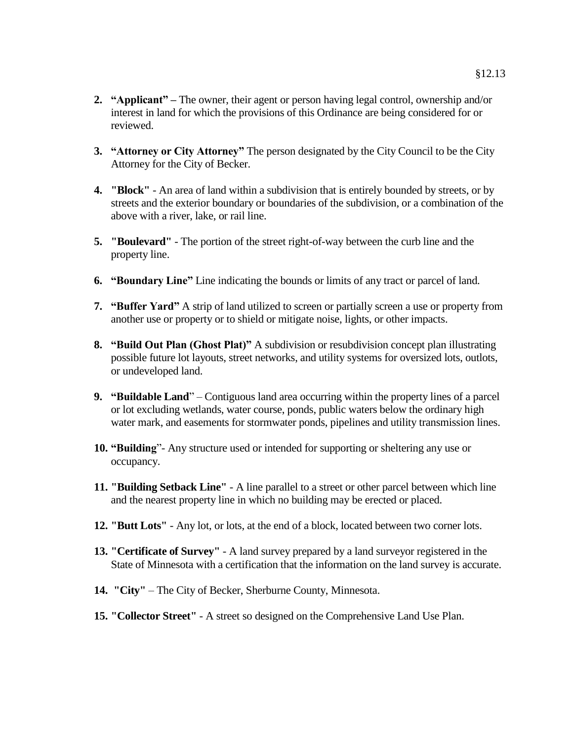2. **"Applicant" –** The owner, their agent or person having legal control, ownership and/or interest in land for which the provisions of this Ordinance are being considered for or reviewed.

3. **"Attorney or City Attorney"** The person designated by the City Council to be the City Attorney for the City of Becker.

4. **"Block"** - An area of land within a subdivision that is entirely bounded by streets, or by streets and the exterior boundary or boundaries of the subdivision, or a combination of the above with a river, lake, or rail line.

5. **"Boulevard"** - The portion of the street right-of-way between the curb line and the property line.

6. **"Boundary Line"** Line indicating the bounds or limits of any tract or parcel of land.

7. **"Buffer Yard"** A strip of land utilized to screen or partially screen a use or property from another use or property or to shield or mitigate noise, lights, or other impacts.

8. **"Build Out Plan (Ghost Plat)"** A subdivision or resubdivision concept plan illustrating possible future lot layouts, street networks, and utility systems for oversized lots, outlots, or undeveloped land.

9. **"Buildable Land**" – Contiguous land area occurring within the property lines of a parcel or lot excluding wetlands, water course, ponds, public waters below the ordinary high water mark, and easements for stormwater ponds, pipelines and utility transmission lines.

10. **"Building**"- Any structure used or intended for supporting or sheltering any use or occupancy.

11. **"Building Setback Line"** - A line parallel to a street or other parcel between which line and the nearest property line in which no building may be erected or placed.

12. **"Butt Lots"** - Any lot, or lots, at the end of a block, located between two corner lots.

13. **"Certificate of Survey"** - A land survey prepared by a land surveyor registered in the State of Minnesota with a certification that the information on the land survey is accurate.

14. **"City"** – The City of Becker, Sherburne County, Minnesota.

15. **"Collector Street"** - A street so designed on the Comprehensive Land Use Plan.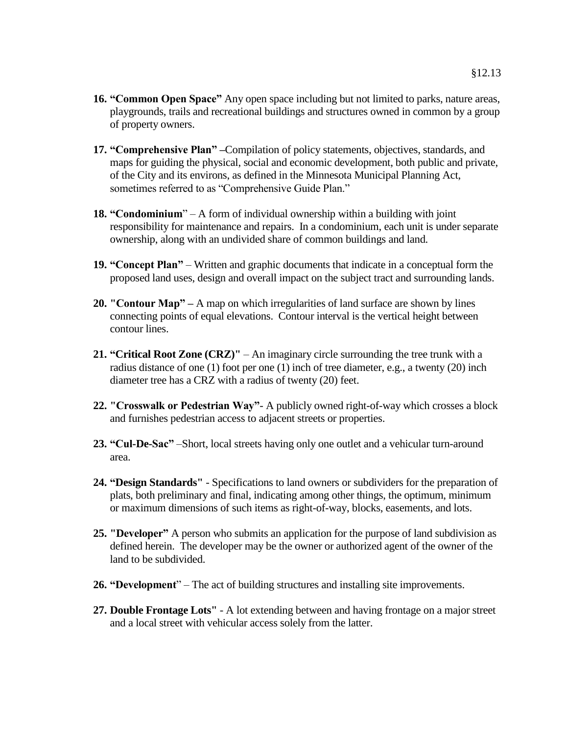16. **"Common Open Space"** Any open space including but not limited to parks, nature areas, playgrounds, trails and recreational buildings and structures owned in common by a group of property owners.

17. **"Comprehensive Plan" –**Compilation of policy statements, objectives, standards, and maps for guiding the physical, social and economic development, both public and private, of the City and its environs, as defined in the Minnesota Municipal Planning Act, sometimes referred to as "Comprehensive Guide Plan."

18. **"Condominium**" – A form of individual ownership within a building with joint responsibility for maintenance and repairs. In a condominium, each unit is under separate ownership, along with an undivided share of common buildings and land.

19. **"Concept Plan"** – Written and graphic documents that indicate in a conceptual form the proposed land uses, design and overall impact on the subject tract and surrounding lands.

20. **"Contour Map" –** A map on which irregularities of land surface are shown by lines connecting points of equal elevations. Contour interval is the vertical height between contour lines.

21. **"Critical Root Zone (CRZ)"** – An imaginary circle surrounding the tree trunk with a radius distance of one (1) foot per one (1) inch of tree diameter, e.g., a twenty (20) inch diameter tree has a CRZ with a radius of twenty (20) feet.

22. **"Crosswalk or Pedestrian Way"**- A publicly owned right-of-way which crosses a block and furnishes pedestrian access to adjacent streets or properties.

23. **"Cul-De-Sac"** –Short, local streets having only one outlet and a vehicular turn-around area.

24. **"Design Standards"** - Specifications to land owners or subdividers for the preparation of plats, both preliminary and final, indicating among other things, the optimum, minimum or maximum dimensions of such items as right-of-way, blocks, easements, and lots.

25. **"Developer"** A person who submits an application for the purpose of land subdivision as defined herein. The developer may be the owner or authorized agent of the owner of the land to be subdivided.

26. **"Development**" – The act of building structures and installing site improvements.

27. **Double Frontage Lots"** - A lot extending between and having frontage on a major street and a local street with vehicular access solely from the latter.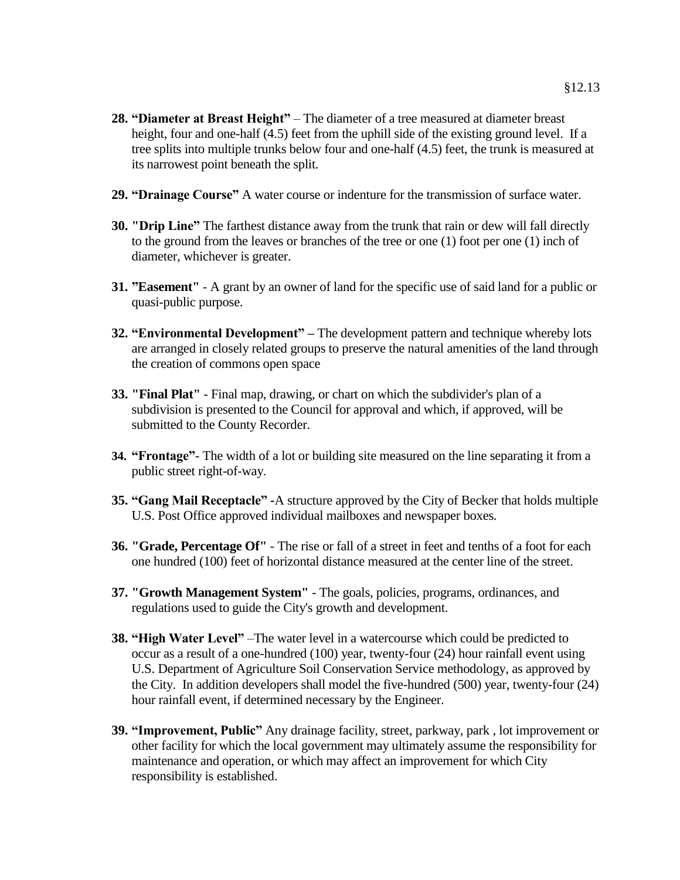**28. "Diameter at Breast Height"** – The diameter of a tree measured at diameter breast height, four and one-half (4.5) feet from the uphill side of the existing ground level. If a tree splits into multiple trunks below four and one-half (4.5) feet, the trunk is measured at its narrowest point beneath the split.

**29. "Drainage Course"** A water course or indenture for the transmission of surface water.

**30. "Drip Line"** The farthest distance away from the trunk that rain or dew will fall directly to the ground from the leaves or branches of the tree or one (1) foot per one (1) inch of diameter, whichever is greater.

**31. "Easement"** - A grant by an owner of land for the specific use of said land for a public or quasi-public purpose.

**32. "Environmental Development" –** The development pattern and technique whereby lots are arranged in closely related groups to preserve the natural amenities of the land through the creation of commons open space

**33. "Final Plat"** - Final map, drawing, or chart on which the subdivider's plan of a subdivision is presented to the Council for approval and which, if approved, will be submitted to the County Recorder.

**34. "Frontage"**- The width of a lot or building site measured on the line separating it from a public street right-of-way.

**35. "Gang Mail Receptacle"** -A structure approved by the City of Becker that holds multiple U.S. Post Office approved individual mailboxes and newspaper boxes.

**36. "Grade, Percentage Of"** - The rise or fall of a street in feet and tenths of a foot for each one hundred (100) feet of horizontal distance measured at the center line of the street.

**37. "Growth Management System"** - The goals, policies, programs, ordinances, and regulations used to guide the City's growth and development.

**38. "High Water Level"** –The water level in a watercourse which could be predicted to occur as a result of a one-hundred (100) year, twenty-four (24) hour rainfall event using U.S. Department of Agriculture Soil Conservation Service methodology, as approved by the City. In addition developers shall model the five-hundred (500) year, twenty-four (24) hour rainfall event, if determined necessary by the Engineer.

**39. "Improvement, Public"** Any drainage facility, street, parkway, park , lot improvement or other facility for which the local government may ultimately assume the responsibility for maintenance and operation, or which may affect an improvement for which City responsibility is established.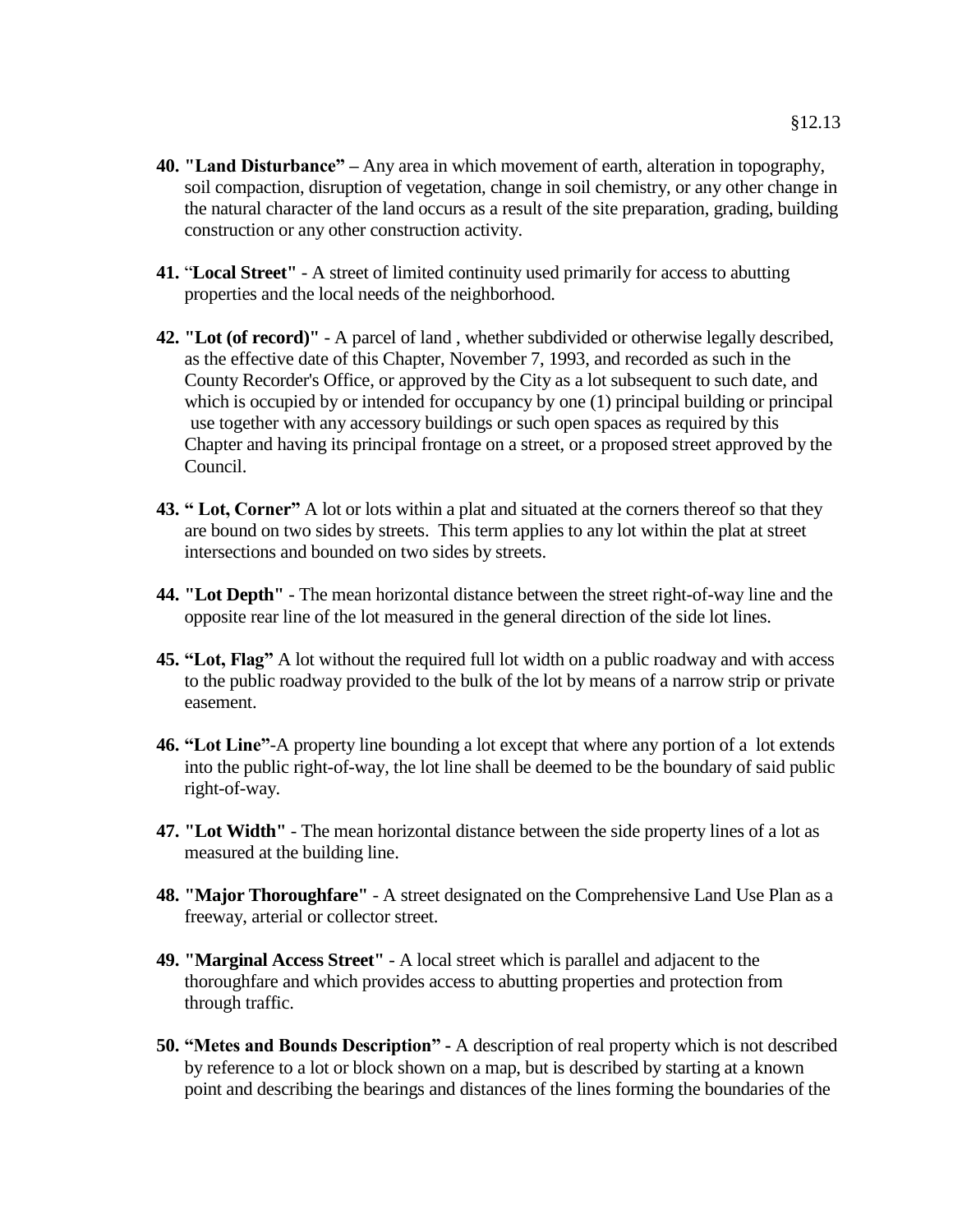40. **"Land Disturbance"** – Any area in which movement of earth, alteration in topography, soil compaction, disruption of vegetation, change in soil chemistry, or any other change in the natural character of the land occurs as a result of the site preparation, grading, building construction or any other construction activity.

41. "**Local Street"** - A street of limited continuity used primarily for access to abutting properties and the local needs of the neighborhood.

42. **"Lot (of record)"** - A parcel of land , whether subdivided or otherwise legally described, as the effective date of this Chapter, November 7, 1993, and recorded as such in the County Recorder's Office, or approved by the City as a lot subsequent to such date, and which is occupied by or intended for occupancy by one (1) principal building or principal use together with any accessory buildings or such open spaces as required by this Chapter and having its principal frontage on a street, or a proposed street approved by the Council.

43. **" Lot, Corner"** A lot or lots within a plat and situated at the corners thereof so that they are bound on two sides by streets. This term applies to any lot within the plat at street intersections and bounded on two sides by streets.

44. **"Lot Depth"** - The mean horizontal distance between the street right-of-way line and the opposite rear line of the lot measured in the general direction of the side lot lines.

45. **"Lot, Flag"** A lot without the required full lot width on a public roadway and with access to the public roadway provided to the bulk of the lot by means of a narrow strip or private easement.

46. **"Lot Line"**-A property line bounding a lot except that where any portion of a lot extends into the public right-of-way, the lot line shall be deemed to be the boundary of said public right-of-way.

47. **"Lot Width"** - The mean horizontal distance between the side property lines of a lot as measured at the building line.

48. **"Major Thoroughfare"** - A street designated on the Comprehensive Land Use Plan as a freeway, arterial or collector street.

49. **"Marginal Access Street"** - A local street which is parallel and adjacent to the thoroughfare and which provides access to abutting properties and protection from through traffic.

50. **"Metes and Bounds Description" -** A description of real property which is not described by reference to a lot or block shown on a map, but is described by starting at a known point and describing the bearings and distances of the lines forming the boundaries of the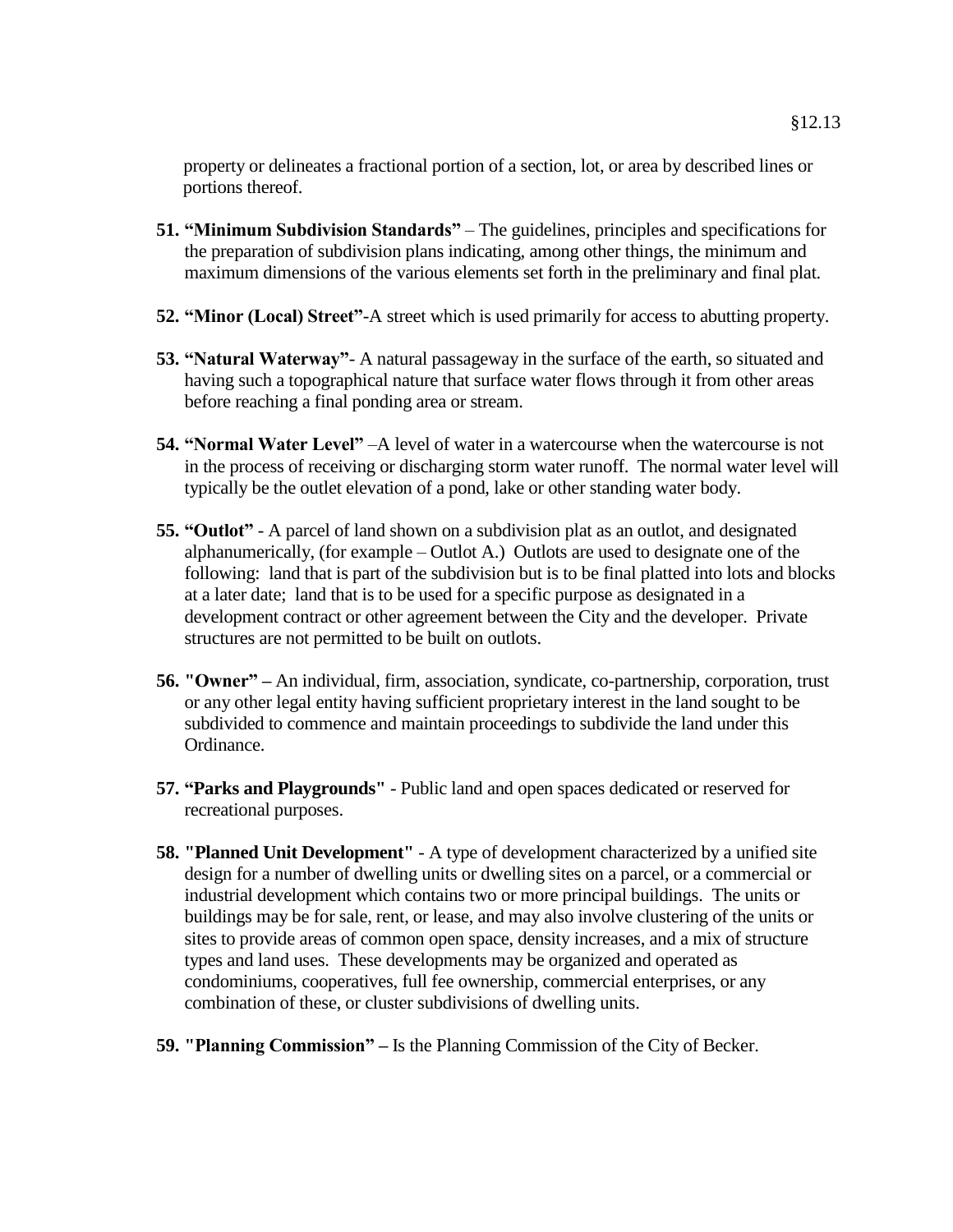property or delineates a fractional portion of a section, lot, or area by described lines or portions thereof.

51. **"Minimum Subdivision Standards"** – The guidelines, principles and specifications for the preparation of subdivision plans indicating, among other things, the minimum and maximum dimensions of the various elements set forth in the preliminary and final plat.

52. **"Minor (Local) Street"**-A street which is used primarily for access to abutting property.

53. **"Natural Waterway"**- A natural passageway in the surface of the earth, so situated and having such a topographical nature that surface water flows through it from other areas before reaching a final ponding area or stream.

54. **"Normal Water Level"** –A level of water in a watercourse when the watercourse is not in the process of receiving or discharging storm water runoff. The normal water level will typically be the outlet elevation of a pond, lake or other standing water body.

55. **"Outlot"** - A parcel of land shown on a subdivision plat as an outlot, and designated alphanumerically, (for example – Outlot A.) Outlots are used to designate one of the following: land that is part of the subdivision but is to be final platted into lots and blocks at a later date; land that is to be used for a specific purpose as designated in a development contract or other agreement between the City and the developer. Private structures are not permitted to be built on outlots.

56. **"Owner" –** An individual, firm, association, syndicate, co-partnership, corporation, trust or any other legal entity having sufficient proprietary interest in the land sought to be subdivided to commence and maintain proceedings to subdivide the land under this Ordinance.

57. **"Parks and Playgrounds"** - Public land and open spaces dedicated or reserved for recreational purposes.

58. **"Planned Unit Development"** - A type of development characterized by a unified site design for a number of dwelling units or dwelling sites on a parcel, or a commercial or industrial development which contains two or more principal buildings. The units or buildings may be for sale, rent, or lease, and may also involve clustering of the units or sites to provide areas of common open space, density increases, and a mix of structure types and land uses. These developments may be organized and operated as condominiums, cooperatives, full fee ownership, commercial enterprises, or any combination of these, or cluster subdivisions of dwelling units.

59. **"Planning Commission" –** Is the Planning Commission of the City of Becker.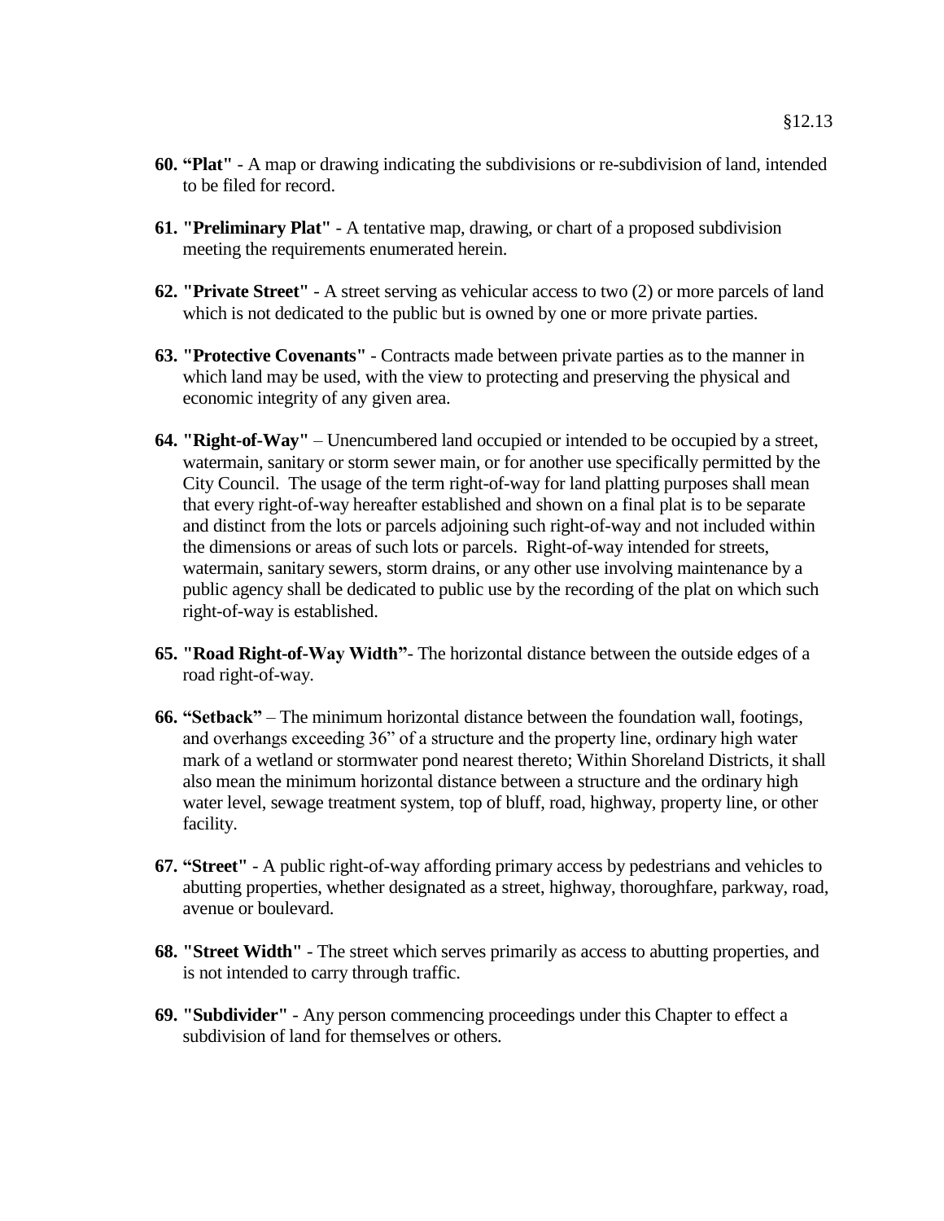60. **"Plat"** - A map or drawing indicating the subdivisions or re-subdivision of land, intended to be filed for record.

61. **"Preliminary Plat"** - A tentative map, drawing, or chart of a proposed subdivision meeting the requirements enumerated herein.

62. **"Private Street"** - A street serving as vehicular access to two (2) or more parcels of land which is not dedicated to the public but is owned by one or more private parties.

63. **"Protective Covenants"** - Contracts made between private parties as to the manner in which land may be used, with the view to protecting and preserving the physical and economic integrity of any given area.

64. **"Right-of-Way"** – Unencumbered land occupied or intended to be occupied by a street, watermain, sanitary or storm sewer main, or for another use specifically permitted by the City Council. The usage of the term right-of-way for land platting purposes shall mean that every right-of-way hereafter established and shown on a final plat is to be separate and distinct from the lots or parcels adjoining such right-of-way and not included within the dimensions or areas of such lots or parcels. Right-of-way intended for streets, watermain, sanitary sewers, storm drains, or any other use involving maintenance by a public agency shall be dedicated to public use by the recording of the plat on which such right-of-way is established.

65. **"Road Right-of-Way Width"-** The horizontal distance between the outside edges of a road right-of-way.

66. **"Setback"** – The minimum horizontal distance between the foundation wall, footings, and overhangs exceeding 36" of a structure and the property line, ordinary high water mark of a wetland or stormwater pond nearest thereto; Within Shoreland Districts, it shall also mean the minimum horizontal distance between a structure and the ordinary high water level, sewage treatment system, top of bluff, road, highway, property line, or other facility.

67. **"Street"** - A public right-of-way affording primary access by pedestrians and vehicles to abutting properties, whether designated as a street, highway, thoroughfare, parkway, road, avenue or boulevard.

68. **"Street Width"** - The street which serves primarily as access to abutting properties, and is not intended to carry through traffic.

69. **"Subdivider"** - Any person commencing proceedings under this Chapter to effect a subdivision of land for themselves or others.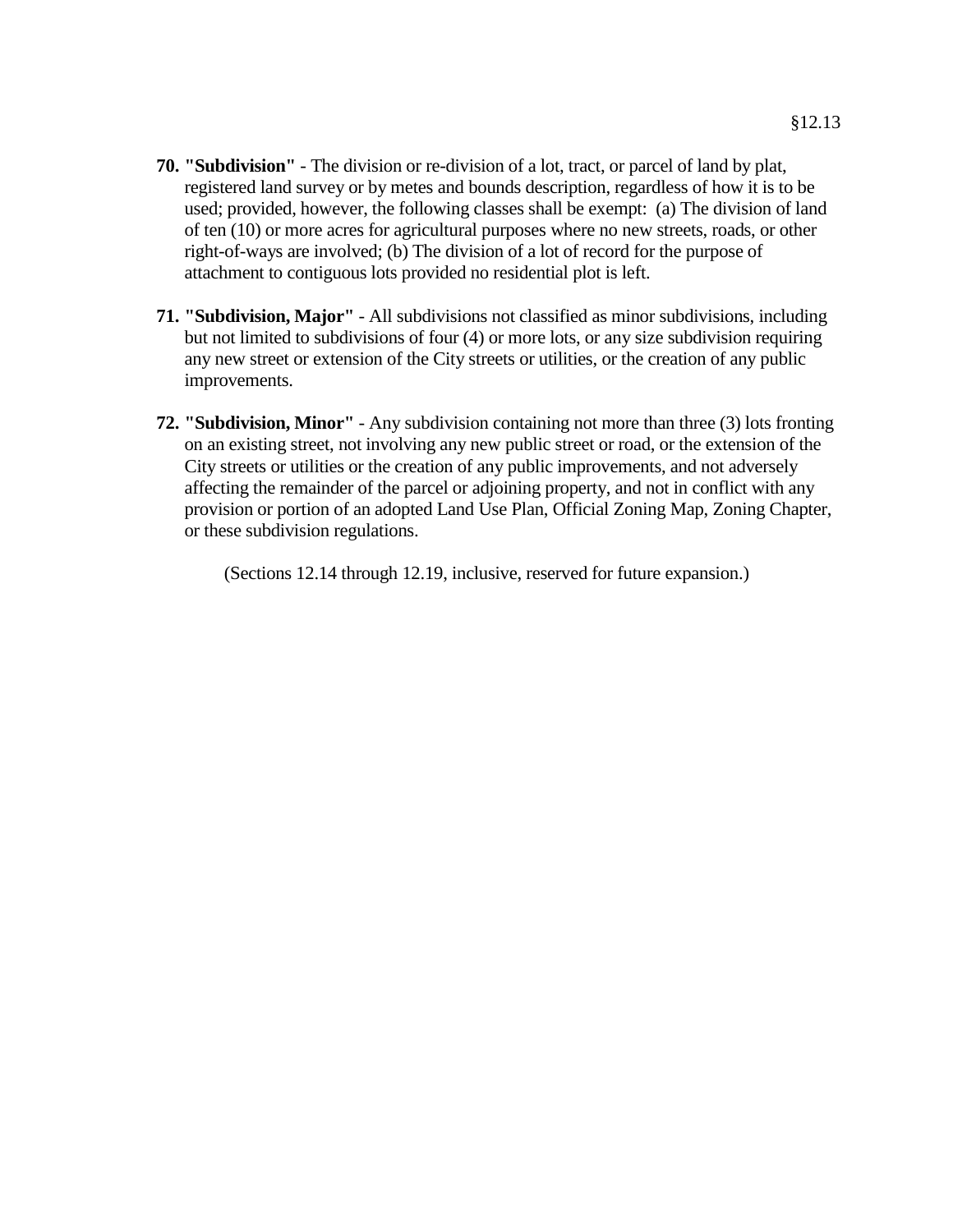70. **"Subdivision"** - The division or re-division of a lot, tract, or parcel of land by plat, registered land survey or by metes and bounds description, regardless of how it is to be used; provided, however, the following classes shall be exempt: (a) The division of land of ten (10) or more acres for agricultural purposes where no new streets, roads, or other right-of-ways are involved; (b) The division of a lot of record for the purpose of attachment to contiguous lots provided no residential plot is left.

71. **"Subdivision, Major"** - All subdivisions not classified as minor subdivisions, including but not limited to subdivisions of four (4) or more lots, or any size subdivision requiring any new street or extension of the City streets or utilities, or the creation of any public improvements.

72. **"Subdivision, Minor"** - Any subdivision containing not more than three (3) lots fronting on an existing street, not involving any new public street or road, or the extension of the City streets or utilities or the creation of any public improvements, and not adversely affecting the remainder of the parcel or adjoining property, and not in conflict with any provision or portion of an adopted Land Use Plan, Official Zoning Map, Zoning Chapter, or these subdivision regulations.

(Sections 12.14 through 12.19, inclusive, reserved for future expansion.)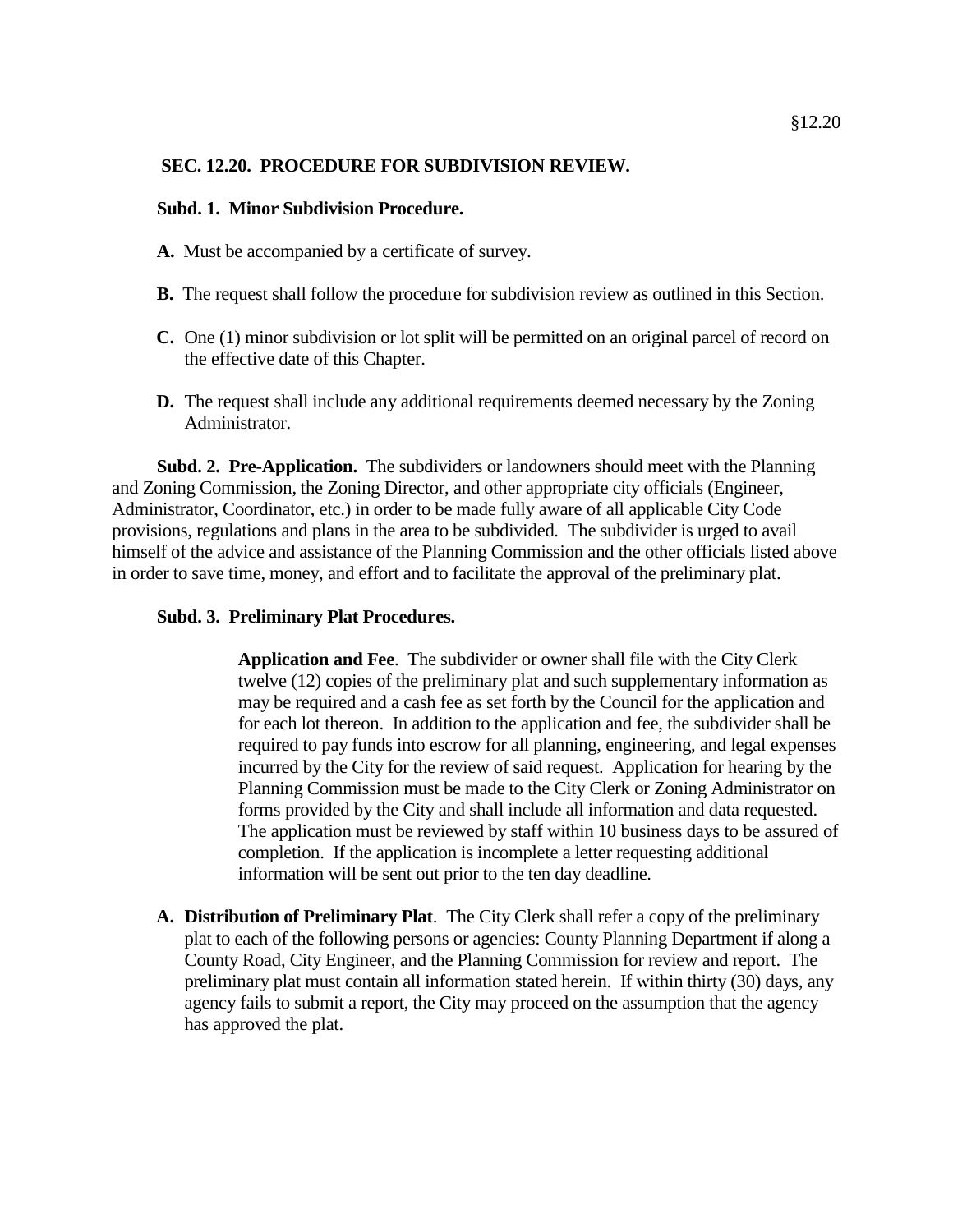## SEC. 12.20. PROCEDURE FOR SUBDIVISION REVIEW.

**Subd. 1. Minor Subdivision Procedure.**

**A.** Must be accompanied by a certificate of survey.

**B.** The request shall follow the procedure for subdivision review as outlined in this Section.

**C.** One (1) minor subdivision or lot split will be permitted on an original parcel of record on the effective date of this Chapter.

**D.** The request shall include any additional requirements deemed necessary by the Zoning Administrator.

**Subd. 2. Pre-Application.** The subdividers or landowners should meet with the Planning and Zoning Commission, the Zoning Director, and other appropriate city officials (Engineer, Administrator, Coordinator, etc.) in order to be made fully aware of all applicable City Code provisions, regulations and plans in the area to be subdivided. The subdivider is urged to avail himself of the advice and assistance of the Planning Commission and the other officials listed above in order to save time, money, and effort and to facilitate the approval of the preliminary plat.

**Subd. 3. Preliminary Plat Procedures.**

**Application and Fee**. The subdivider or owner shall file with the City Clerk twelve (12) copies of the preliminary plat and such supplementary information as may be required and a cash fee as set forth by the Council for the application and for each lot thereon. In addition to the application and fee, the subdivider shall be required to pay funds into escrow for all planning, engineering, and legal expenses incurred by the City for the review of said request. Application for hearing by the Planning Commission must be made to the City Clerk or Zoning Administrator on forms provided by the City and shall include all information and data requested. The application must be reviewed by staff within 10 business days to be assured of completion. If the application is incomplete a letter requesting additional information will be sent out prior to the ten day deadline.

**A. Distribution of Preliminary Plat**. The City Clerk shall refer a copy of the preliminary plat to each of the following persons or agencies: County Planning Department if along a County Road, City Engineer, and the Planning Commission for review and report. The preliminary plat must contain all information stated herein. If within thirty (30) days, any agency fails to submit a report, the City may proceed on the assumption that the agency has approved the plat.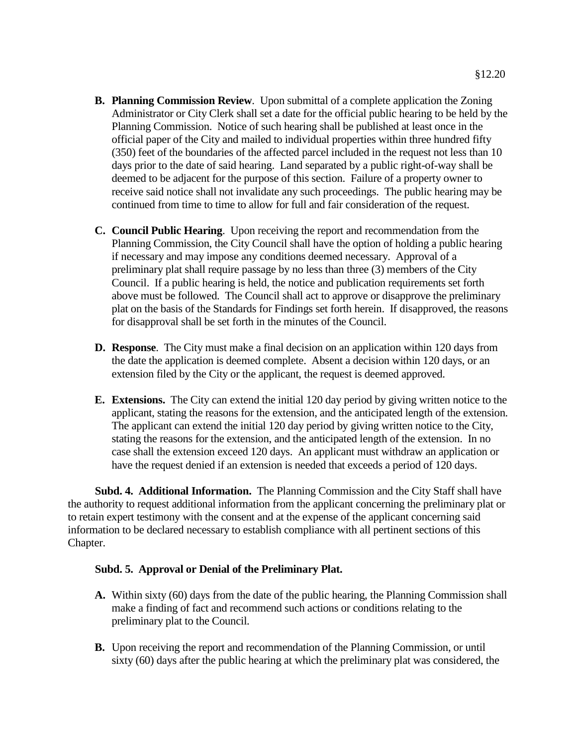**B. Planning Commission Review**. Upon submittal of a complete application the Zoning Administrator or City Clerk shall set a date for the official public hearing to be held by the Planning Commission. Notice of such hearing shall be published at least once in the official paper of the City and mailed to individual properties within three hundred fifty (350) feet of the boundaries of the affected parcel included in the request not less than 10 days prior to the date of said hearing. Land separated by a public right-of-way shall be deemed to be adjacent for the purpose of this section. Failure of a property owner to receive said notice shall not invalidate any such proceedings. The public hearing may be continued from time to time to allow for full and fair consideration of the request.

**C. Council Public Hearing**. Upon receiving the report and recommendation from the Planning Commission, the City Council shall have the option of holding a public hearing if necessary and may impose any conditions deemed necessary. Approval of a preliminary plat shall require passage by no less than three (3) members of the City Council. If a public hearing is held, the notice and publication requirements set forth above must be followed. The Council shall act to approve or disapprove the preliminary plat on the basis of the Standards for Findings set forth herein. If disapproved, the reasons for disapproval shall be set forth in the minutes of the Council.

**D. Response**. The City must make a final decision on an application within 120 days from the date the application is deemed complete. Absent a decision within 120 days, or an extension filed by the City or the applicant, the request is deemed approved.

**E. Extensions.** The City can extend the initial 120 day period by giving written notice to the applicant, stating the reasons for the extension, and the anticipated length of the extension. The applicant can extend the initial 120 day period by giving written notice to the City, stating the reasons for the extension, and the anticipated length of the extension. In no case shall the extension exceed 120 days. An applicant must withdraw an application or have the request denied if an extension is needed that exceeds a period of 120 days.

**Subd. 4. Additional Information.** The Planning Commission and the City Staff shall have the authority to request additional information from the applicant concerning the preliminary plat or to retain expert testimony with the consent and at the expense of the applicant concerning said information to be declared necessary to establish compliance with all pertinent sections of this Chapter.

**Subd. 5. Approval or Denial of the Preliminary Plat.**

**A.** Within sixty (60) days from the date of the public hearing, the Planning Commission shall make a finding of fact and recommend such actions or conditions relating to the preliminary plat to the Council.

**B.** Upon receiving the report and recommendation of the Planning Commission, or until sixty (60) days after the public hearing at which the preliminary plat was considered, the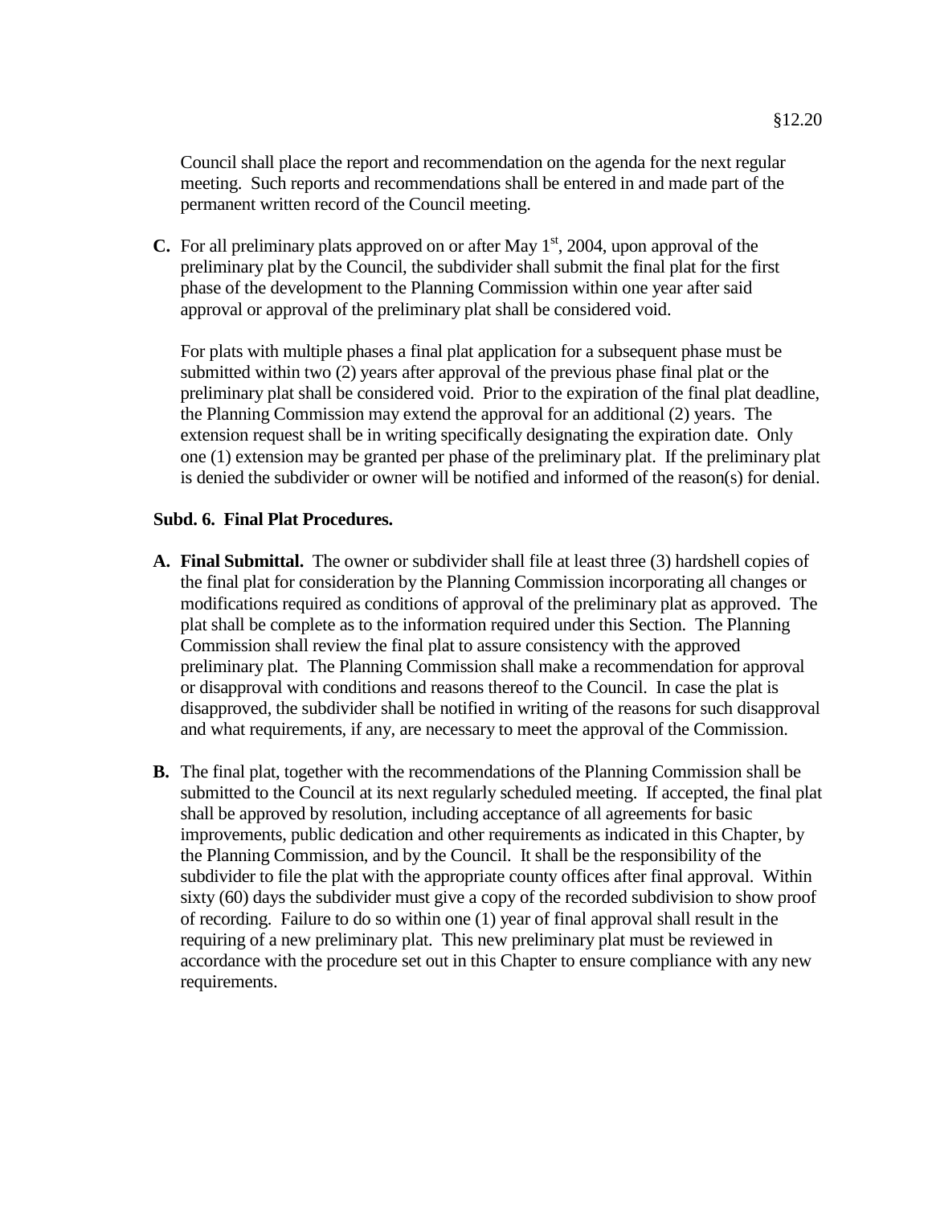Council shall place the report and recommendation on the agenda for the next regular meeting. Such reports and recommendations shall be entered in and made part of the permanent written record of the Council meeting.

**C.** For all preliminary plats approved on or after May 1st, 2004, upon approval of the preliminary plat by the Council, the subdivider shall submit the final plat for the first phase of the development to the Planning Commission within one year after said approval or approval of the preliminary plat shall be considered void.

For plats with multiple phases a final plat application for a subsequent phase must be submitted within two (2) years after approval of the previous phase final plat or the preliminary plat shall be considered void. Prior to the expiration of the final plat deadline, the Planning Commission may extend the approval for an additional (2) years. The extension request shall be in writing specifically designating the expiration date. Only one (1) extension may be granted per phase of the preliminary plat. If the preliminary plat is denied the subdivider or owner will be notified and informed of the reason(s) for denial.

**Subd. 6. Final Plat Procedures.**

**A. Final Submittal.** The owner or subdivider shall file at least three (3) hardshell copies of the final plat for consideration by the Planning Commission incorporating all changes or modifications required as conditions of approval of the preliminary plat as approved. The plat shall be complete as to the information required under this Section. The Planning Commission shall review the final plat to assure consistency with the approved preliminary plat. The Planning Commission shall make a recommendation for approval or disapproval with conditions and reasons thereof to the Council. In case the plat is disapproved, the subdivider shall be notified in writing of the reasons for such disapproval and what requirements, if any, are necessary to meet the approval of the Commission.

**B.** The final plat, together with the recommendations of the Planning Commission shall be submitted to the Council at its next regularly scheduled meeting. If accepted, the final plat shall be approved by resolution, including acceptance of all agreements for basic improvements, public dedication and other requirements as indicated in this Chapter, by the Planning Commission, and by the Council. It shall be the responsibility of the subdivider to file the plat with the appropriate county offices after final approval. Within sixty (60) days the subdivider must give a copy of the recorded subdivision to show proof of recording. Failure to do so within one (1) year of final approval shall result in the requiring of a new preliminary plat. This new preliminary plat must be reviewed in accordance with the procedure set out in this Chapter to ensure compliance with any new requirements.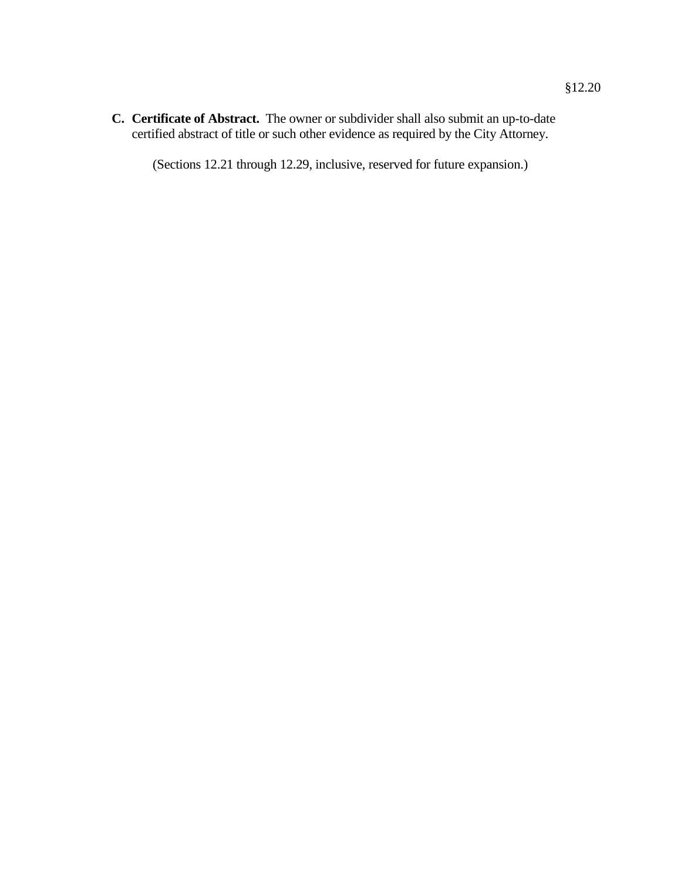**C. Certificate of Abstract.** The owner or subdivider shall also submit an up-to-date certified abstract of title or such other evidence as required by the City Attorney.

(Sections 12.21 through 12.29, inclusive, reserved for future expansion.)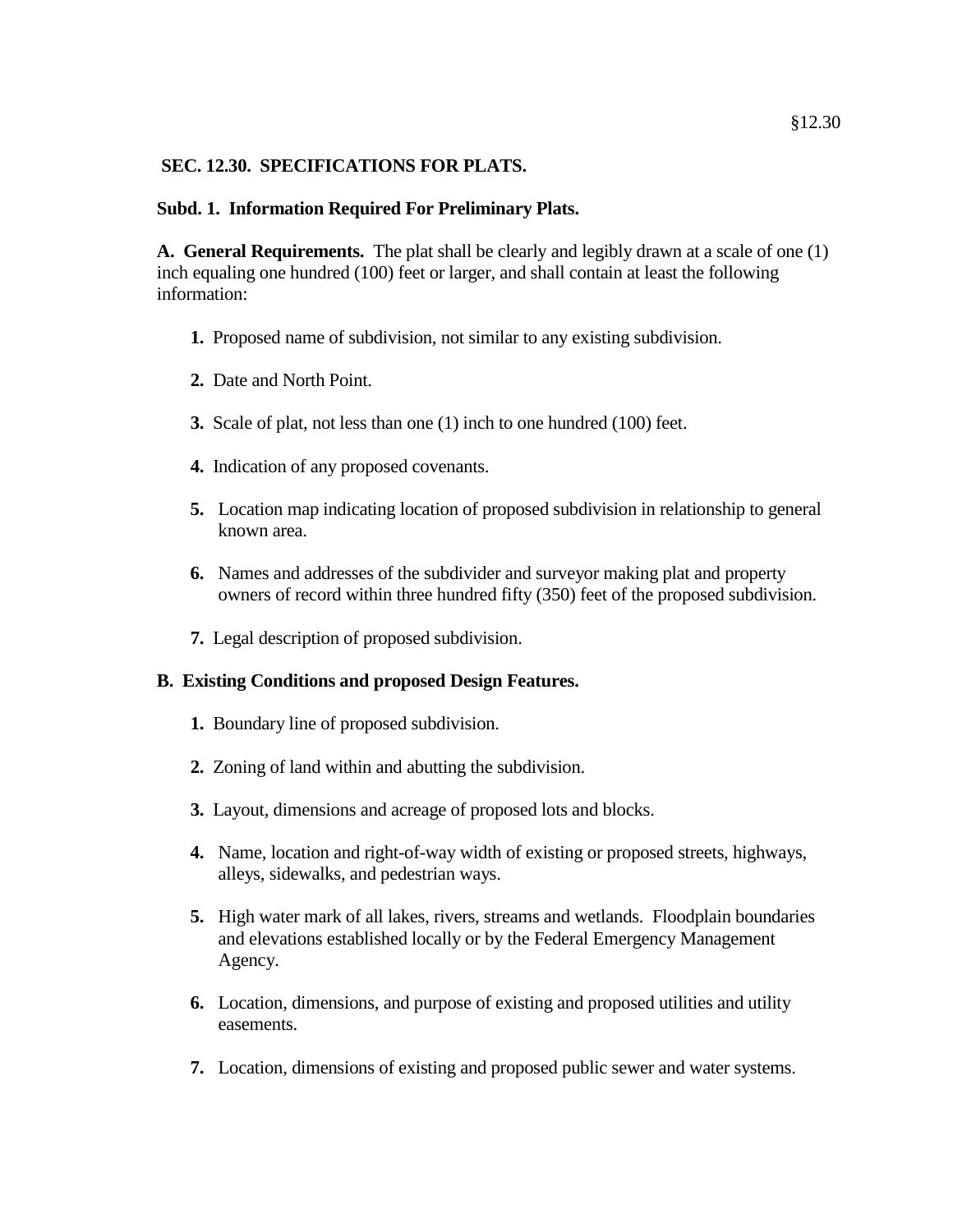## SEC. 12.30. SPECIFICATIONS FOR PLATS.

### Subd. 1. Information Required For Preliminary Plats.

**A. General Requirements.** The plat shall be clearly and legibly drawn at a scale of one (1) inch equaling one hundred (100) feet or larger, and shall contain at least the following information:

1. Proposed name of subdivision, not similar to any existing subdivision.
2. Date and North Point.
3. Scale of plat, not less than one (1) inch to one hundred (100) feet.
4. Indication of any proposed covenants.
5. Location map indicating location of proposed subdivision in relationship to general known area.
6. Names and addresses of the subdivider and surveyor making plat and property owners of record within three hundred fifty (350) feet of the proposed subdivision.
7. Legal description of proposed subdivision.

**B. Existing Conditions and proposed Design Features.**

1. Boundary line of proposed subdivision.
2. Zoning of land within and abutting the subdivision.
3. Layout, dimensions and acreage of proposed lots and blocks.
4. Name, location and right-of-way width of existing or proposed streets, highways, alleys, sidewalks, and pedestrian ways.
5. High water mark of all lakes, rivers, streams and wetlands. Floodplain boundaries and elevations established locally or by the Federal Emergency Management Agency.
6. Location, dimensions, and purpose of existing and proposed utilities and utility easements.
7. Location, dimensions of existing and proposed public sewer and water systems.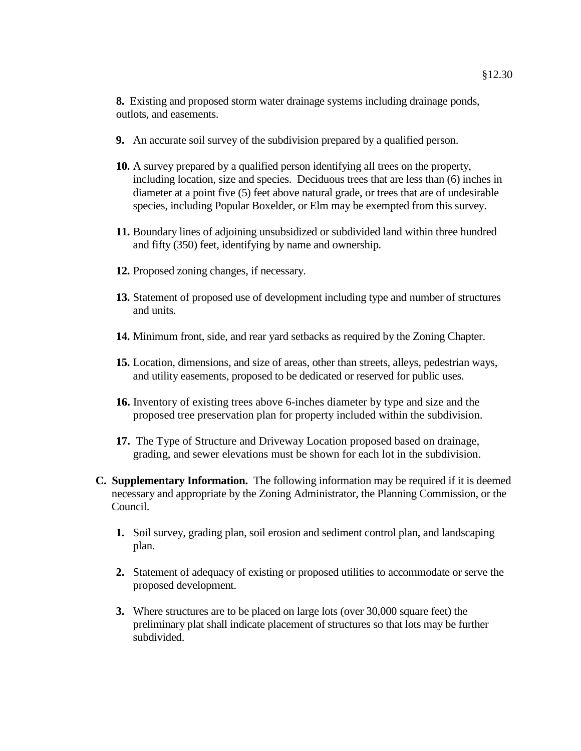**8.** Existing and proposed storm water drainage systems including drainage ponds, outlots, and easements.

**9.** An accurate soil survey of the subdivision prepared by a qualified person.

**10.** A survey prepared by a qualified person identifying all trees on the property, including location, size and species. Deciduous trees that are less than (6) inches in diameter at a point five (5) feet above natural grade, or trees that are of undesirable species, including Popular Boxelder, or Elm may be exempted from this survey.

**11.** Boundary lines of adjoining unsubsidized or subdivided land within three hundred and fifty (350) feet, identifying by name and ownership.

**12.** Proposed zoning changes, if necessary.

**13.** Statement of proposed use of development including type and number of structures and units.

**14.** Minimum front, side, and rear yard setbacks as required by the Zoning Chapter.

**15.** Location, dimensions, and size of areas, other than streets, alleys, pedestrian ways, and utility easements, proposed to be dedicated or reserved for public uses.

**16.** Inventory of existing trees above 6-inches diameter by type and size and the proposed tree preservation plan for property included within the subdivision.

**17.** The Type of Structure and Driveway Location proposed based on drainage, grading, and sewer elevations must be shown for each lot in the subdivision.

**C. Supplementary Information.** The following information may be required if it is deemed necessary and appropriate by the Zoning Administrator, the Planning Commission, or the Council.

**1.** Soil survey, grading plan, soil erosion and sediment control plan, and landscaping plan.

**2.** Statement of adequacy of existing or proposed utilities to accommodate or serve the proposed development.

**3.** Where structures are to be placed on large lots (over 30,000 square feet) the preliminary plat shall indicate placement of structures so that lots may be further subdivided.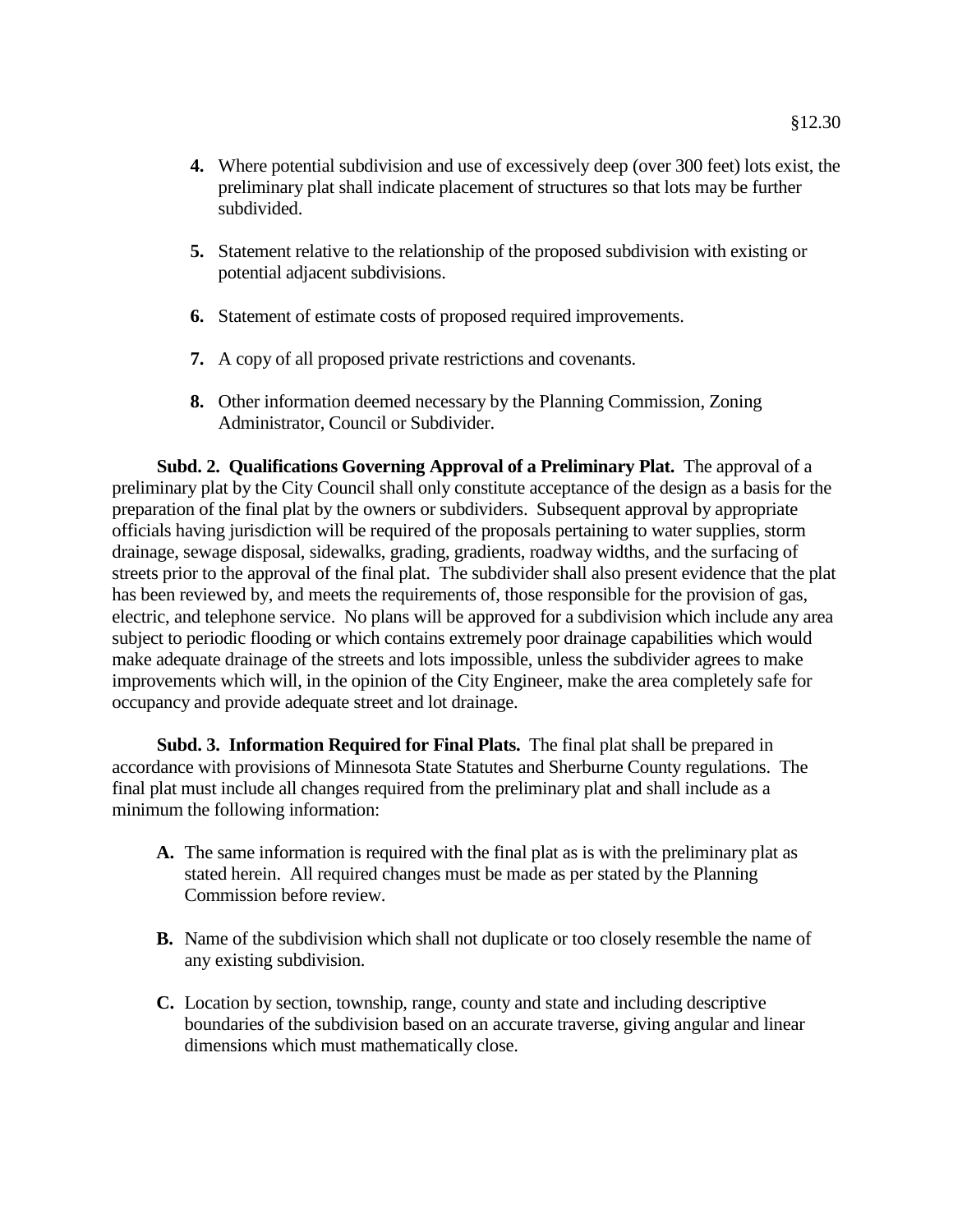4. Where potential subdivision and use of excessively deep (over 300 feet) lots exist, the preliminary plat shall indicate placement of structures so that lots may be further subdivided.

5. Statement relative to the relationship of the proposed subdivision with existing or potential adjacent subdivisions.

6. Statement of estimate costs of proposed required improvements.

7. A copy of all proposed private restrictions and covenants.

8. Other information deemed necessary by the Planning Commission, Zoning Administrator, Council or Subdivider.

**Subd. 2. Qualifications Governing Approval of a Preliminary Plat.** The approval of a preliminary plat by the City Council shall only constitute acceptance of the design as a basis for the preparation of the final plat by the owners or subdividers. Subsequent approval by appropriate officials having jurisdiction will be required of the proposals pertaining to water supplies, storm drainage, sewage disposal, sidewalks, grading, gradients, roadway widths, and the surfacing of streets prior to the approval of the final plat. The subdivider shall also present evidence that the plat has been reviewed by, and meets the requirements of, those responsible for the provision of gas, electric, and telephone service. No plans will be approved for a subdivision which include any area subject to periodic flooding or which contains extremely poor drainage capabilities which would make adequate drainage of the streets and lots impossible, unless the subdivider agrees to make improvements which will, in the opinion of the City Engineer, make the area completely safe for occupancy and provide adequate street and lot drainage.

**Subd. 3. Information Required for Final Plats.** The final plat shall be prepared in accordance with provisions of Minnesota State Statutes and Sherburne County regulations. The final plat must include all changes required from the preliminary plat and shall include as a minimum the following information:

**A.** The same information is required with the final plat as is with the preliminary plat as stated herein. All required changes must be made as per stated by the Planning Commission before review.

**B.** Name of the subdivision which shall not duplicate or too closely resemble the name of any existing subdivision.

**C.** Location by section, township, range, county and state and including descriptive boundaries of the subdivision based on an accurate traverse, giving angular and linear dimensions which must mathematically close.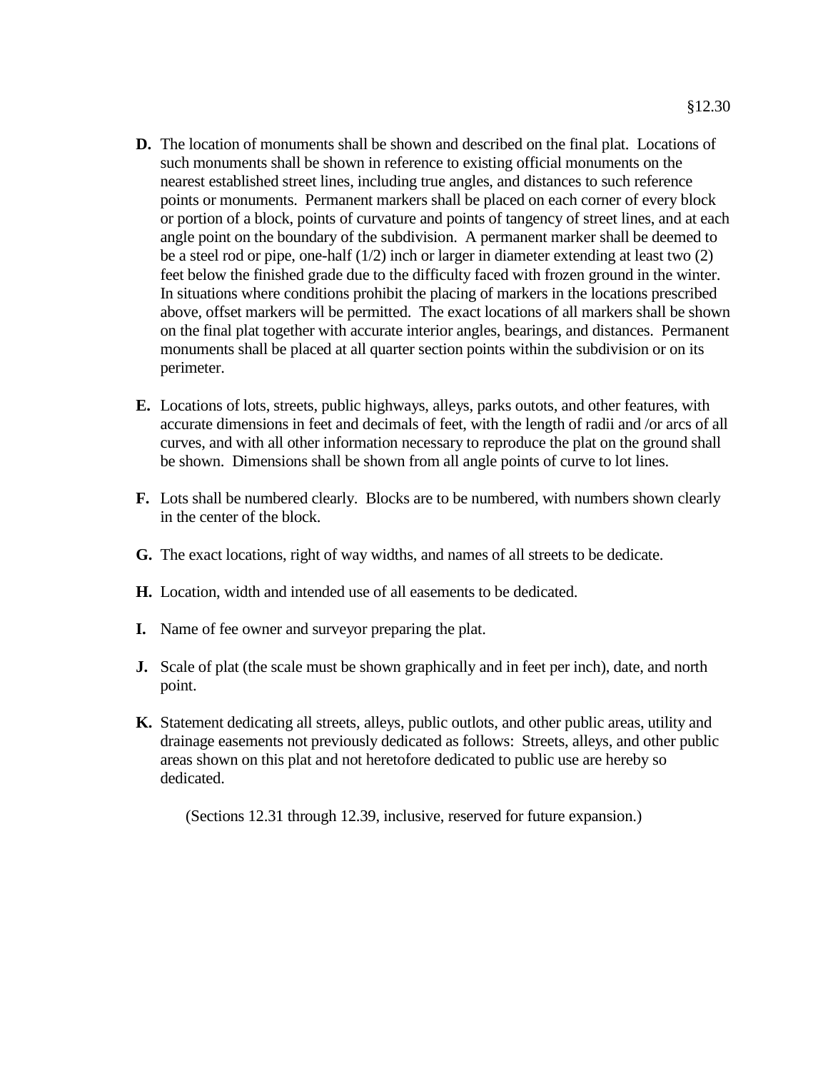**D.** The location of monuments shall be shown and described on the final plat. Locations of such monuments shall be shown in reference to existing official monuments on the nearest established street lines, including true angles, and distances to such reference points or monuments. Permanent markers shall be placed on each corner of every block or portion of a block, points of curvature and points of tangency of street lines, and at each angle point on the boundary of the subdivision. A permanent marker shall be deemed to be a steel rod or pipe, one-half (1/2) inch or larger in diameter extending at least two (2) feet below the finished grade due to the difficulty faced with frozen ground in the winter. In situations where conditions prohibit the placing of markers in the locations prescribed above, offset markers will be permitted. The exact locations of all markers shall be shown on the final plat together with accurate interior angles, bearings, and distances. Permanent monuments shall be placed at all quarter section points within the subdivision or on its perimeter.

**E.** Locations of lots, streets, public highways, alleys, parks outots, and other features, with accurate dimensions in feet and decimals of feet, with the length of radii and /or arcs of all curves, and with all other information necessary to reproduce the plat on the ground shall be shown. Dimensions shall be shown from all angle points of curve to lot lines.

**F.** Lots shall be numbered clearly. Blocks are to be numbered, with numbers shown clearly in the center of the block.

**G.** The exact locations, right of way widths, and names of all streets to be dedicate.

**H.** Location, width and intended use of all easements to be dedicated.

**I.** Name of fee owner and surveyor preparing the plat.

**J.** Scale of plat (the scale must be shown graphically and in feet per inch), date, and north point.

**K.** Statement dedicating all streets, alleys, public outlots, and other public areas, utility and drainage easements not previously dedicated as follows: Streets, alleys, and other public areas shown on this plat and not heretofore dedicated to public use are hereby so dedicated.

(Sections 12.31 through 12.39, inclusive, reserved for future expansion.)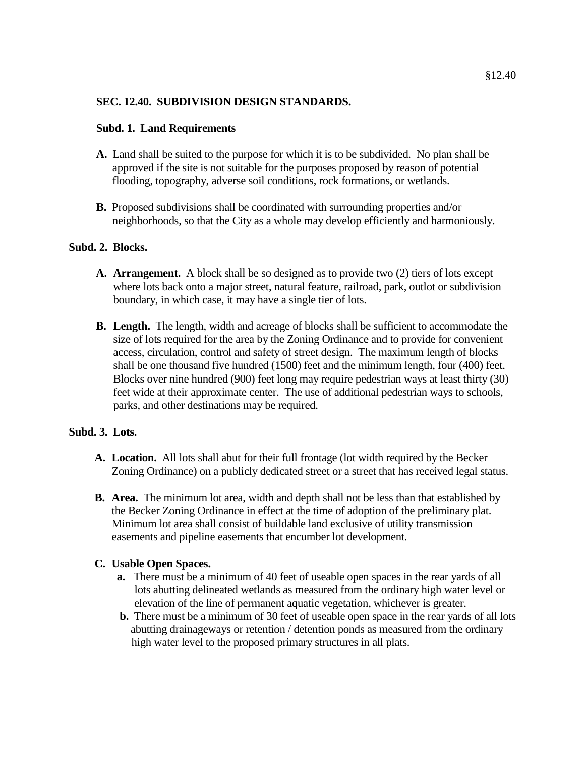## SEC. 12.40. SUBDIVISION DESIGN STANDARDS.

### Subd. 1. Land Requirements

**A.** Land shall be suited to the purpose for which it is to be subdivided. No plan shall be approved if the site is not suitable for the purposes proposed by reason of potential flooding, topography, adverse soil conditions, rock formations, or wetlands.

**B.** Proposed subdivisions shall be coordinated with surrounding properties and/or neighborhoods, so that the City as a whole may develop efficiently and harmoniously.

### Subd. 2. Blocks.

**A. Arrangement.** A block shall be so designed as to provide two (2) tiers of lots except where lots back onto a major street, natural feature, railroad, park, outlot or subdivision boundary, in which case, it may have a single tier of lots.

**B. Length.** The length, width and acreage of blocks shall be sufficient to accommodate the size of lots required for the area by the Zoning Ordinance and to provide for convenient access, circulation, control and safety of street design. The maximum length of blocks shall be one thousand five hundred (1500) feet and the minimum length, four (400) feet. Blocks over nine hundred (900) feet long may require pedestrian ways at least thirty (30) feet wide at their approximate center. The use of additional pedestrian ways to schools, parks, and other destinations may be required.

### Subd. 3. Lots.

**A. Location.** All lots shall abut for their full frontage (lot width required by the Becker Zoning Ordinance) on a publicly dedicated street or a street that has received legal status.

**B. Area.** The minimum lot area, width and depth shall not be less than that established by the Becker Zoning Ordinance in effect at the time of adoption of the preliminary plat. Minimum lot area shall consist of buildable land exclusive of utility transmission easements and pipeline easements that encumber lot development.

**C. Usable Open Spaces.**

**a.** There must be a minimum of 40 feet of useable open spaces in the rear yards of all lots abutting delineated wetlands as measured from the ordinary high water level or elevation of the line of permanent aquatic vegetation, whichever is greater.

**b.** There must be a minimum of 30 feet of useable open space in the rear yards of all lots abutting drainageways or retention / detention ponds as measured from the ordinary high water level to the proposed primary structures in all plats.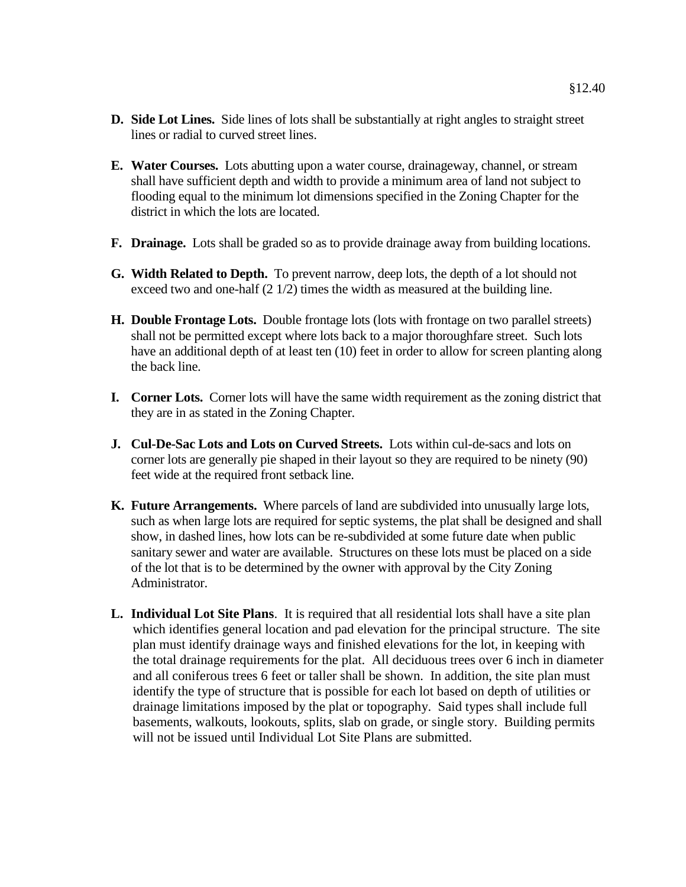**D. Side Lot Lines.** Side lines of lots shall be substantially at right angles to straight street lines or radial to curved street lines.

**E. Water Courses.** Lots abutting upon a water course, drainageway, channel, or stream shall have sufficient depth and width to provide a minimum area of land not subject to flooding equal to the minimum lot dimensions specified in the Zoning Chapter for the district in which the lots are located.

**F. Drainage.** Lots shall be graded so as to provide drainage away from building locations.

**G. Width Related to Depth.** To prevent narrow, deep lots, the depth of a lot should not exceed two and one-half (2 1/2) times the width as measured at the building line.

**H. Double Frontage Lots.** Double frontage lots (lots with frontage on two parallel streets) shall not be permitted except where lots back to a major thoroughfare street. Such lots have an additional depth of at least ten (10) feet in order to allow for screen planting along the back line.

**I. Corner Lots.** Corner lots will have the same width requirement as the zoning district that they are in as stated in the Zoning Chapter.

**J. Cul-De-Sac Lots and Lots on Curved Streets.** Lots within cul-de-sacs and lots on corner lots are generally pie shaped in their layout so they are required to be ninety (90) feet wide at the required front setback line.

**K. Future Arrangements.** Where parcels of land are subdivided into unusually large lots, such as when large lots are required for septic systems, the plat shall be designed and shall show, in dashed lines, how lots can be re-subdivided at some future date when public sanitary sewer and water are available. Structures on these lots must be placed on a side of the lot that is to be determined by the owner with approval by the City Zoning Administrator.

**L. Individual Lot Site Plans**. It is required that all residential lots shall have a site plan which identifies general location and pad elevation for the principal structure. The site plan must identify drainage ways and finished elevations for the lot, in keeping with the total drainage requirements for the plat. All deciduous trees over 6 inch in diameter and all coniferous trees 6 feet or taller shall be shown. In addition, the site plan must identify the type of structure that is possible for each lot based on depth of utilities or drainage limitations imposed by the plat or topography. Said types shall include full basements, walkouts, lookouts, splits, slab on grade, or single story. Building permits will not be issued until Individual Lot Site Plans are submitted.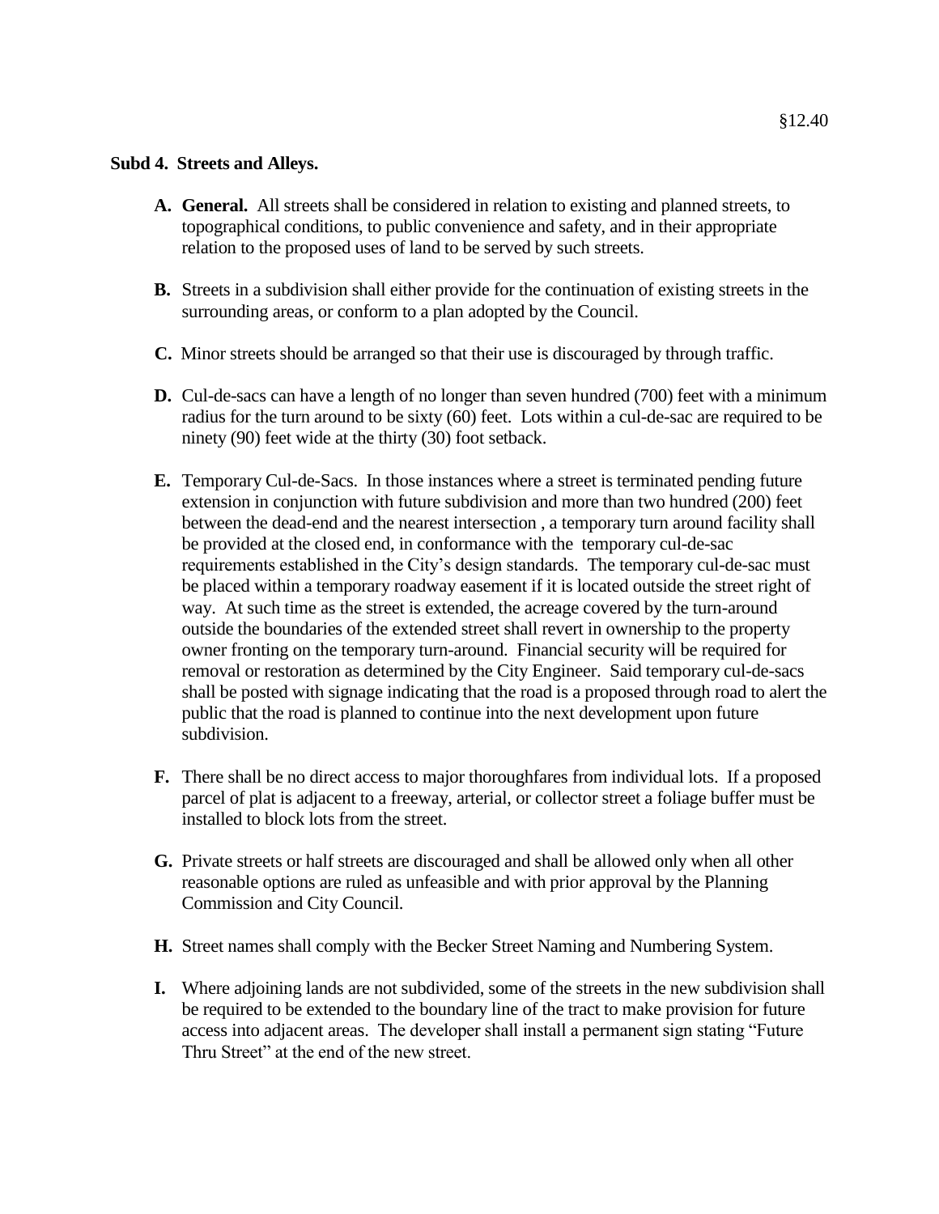**Subd 4. Streets and Alleys.**

**A. General.** All streets shall be considered in relation to existing and planned streets, to topographical conditions, to public convenience and safety, and in their appropriate relation to the proposed uses of land to be served by such streets.

**B.** Streets in a subdivision shall either provide for the continuation of existing streets in the surrounding areas, or conform to a plan adopted by the Council.

**C.** Minor streets should be arranged so that their use is discouraged by through traffic.

**D.** Cul-de-sacs can have a length of no longer than seven hundred (700) feet with a minimum radius for the turn around to be sixty (60) feet. Lots within a cul-de-sac are required to be ninety (90) feet wide at the thirty (30) foot setback.

**E.** Temporary Cul-de-Sacs. In those instances where a street is terminated pending future extension in conjunction with future subdivision and more than two hundred (200) feet between the dead-end and the nearest intersection , a temporary turn around facility shall be provided at the closed end, in conformance with the temporary cul-de-sac requirements established in the City's design standards. The temporary cul-de-sac must be placed within a temporary roadway easement if it is located outside the street right of way. At such time as the street is extended, the acreage covered by the turn-around outside the boundaries of the extended street shall revert in ownership to the property owner fronting on the temporary turn-around. Financial security will be required for removal or restoration as determined by the City Engineer. Said temporary cul-de-sacs shall be posted with signage indicating that the road is a proposed through road to alert the public that the road is planned to continue into the next development upon future subdivision.

**F.** There shall be no direct access to major thoroughfares from individual lots. If a proposed parcel of plat is adjacent to a freeway, arterial, or collector street a foliage buffer must be installed to block lots from the street.

**G.** Private streets or half streets are discouraged and shall be allowed only when all other reasonable options are ruled as unfeasible and with prior approval by the Planning Commission and City Council.

**H.** Street names shall comply with the Becker Street Naming and Numbering System.

**I.** Where adjoining lands are not subdivided, some of the streets in the new subdivision shall be required to be extended to the boundary line of the tract to make provision for future access into adjacent areas. The developer shall install a permanent sign stating "Future Thru Street" at the end of the new street.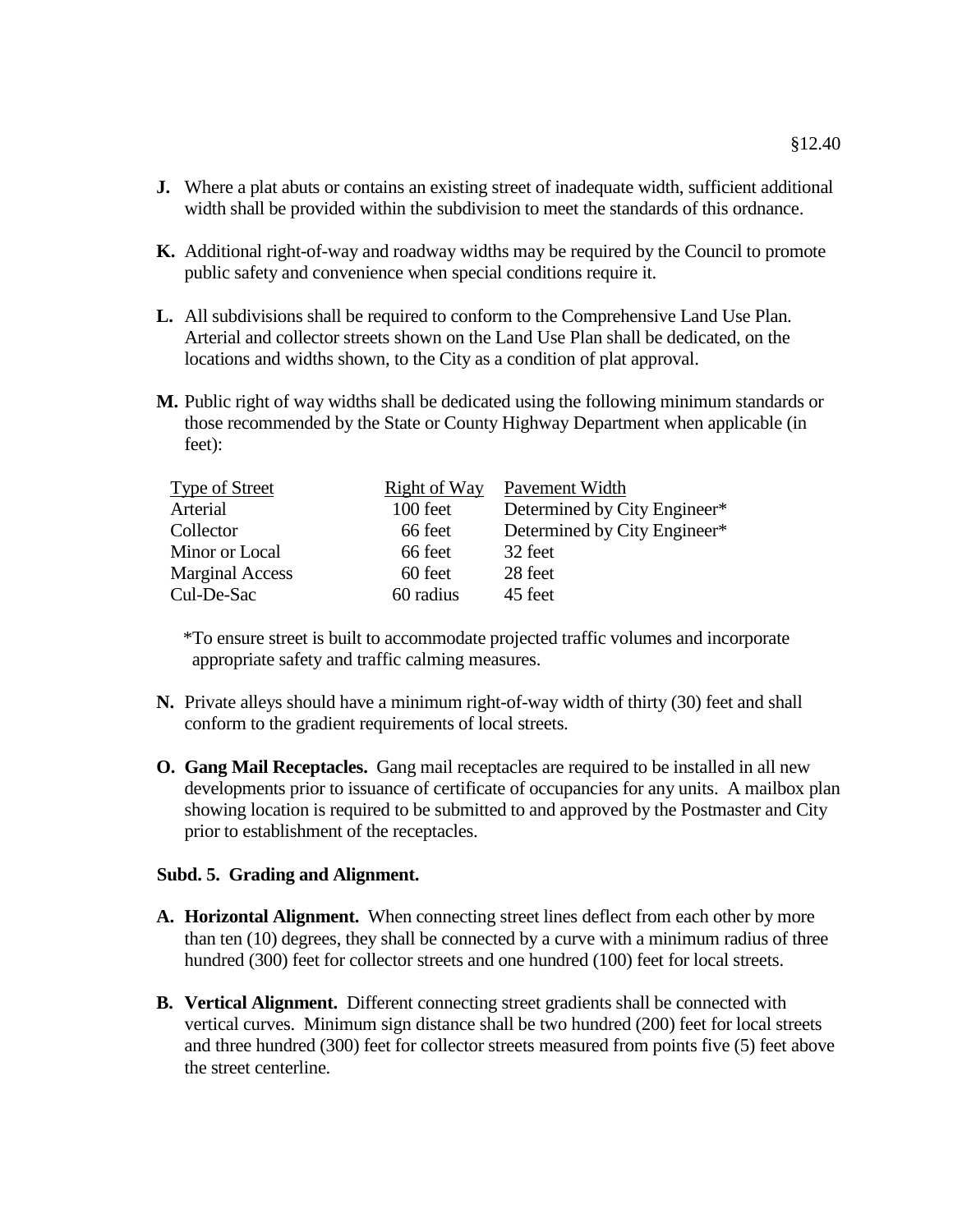**J.** Where a plat abuts or contains an existing street of inadequate width, sufficient additional width shall be provided within the subdivision to meet the standards of this ordnance.

**K.** Additional right-of-way and roadway widths may be required by the Council to promote public safety and convenience when special conditions require it.

**L.** All subdivisions shall be required to conform to the Comprehensive Land Use Plan. Arterial and collector streets shown on the Land Use Plan shall be dedicated, on the locations and widths shown, to the City as a condition of plat approval.

**M.** Public right of way widths shall be dedicated using the following minimum standards or those recommended by the State or County Highway Department when applicable (in feet):

| Type of Street | Right of Way | Pavement Width |
|---|---|---|
| Arterial | 100 feet | Determined by City Engineer* |
| Collector | 66 feet | Determined by City Engineer* |
| Minor or Local | 66 feet | 32 feet |
| Marginal Access | 60 feet | 28 feet |
| Cul-De-Sac | 60 radius | 45 feet |

*To ensure street is built to accommodate projected traffic volumes and incorporate appropriate safety and traffic calming measures.

**N.** Private alleys should have a minimum right-of-way width of thirty (30) feet and shall conform to the gradient requirements of local streets.

**O. Gang Mail Receptacles.** Gang mail receptacles are required to be installed in all new developments prior to issuance of certificate of occupancies for any units. A mailbox plan showing location is required to be submitted to and approved by the Postmaster and City prior to establishment of the receptacles.

**Subd. 5. Grading and Alignment.**

**A. Horizontal Alignment.** When connecting street lines deflect from each other by more than ten (10) degrees, they shall be connected by a curve with a minimum radius of three hundred (300) feet for collector streets and one hundred (100) feet for local streets.

**B. Vertical Alignment.** Different connecting street gradients shall be connected with vertical curves. Minimum sign distance shall be two hundred (200) feet for local streets and three hundred (300) feet for collector streets measured from points five (5) feet above the street centerline.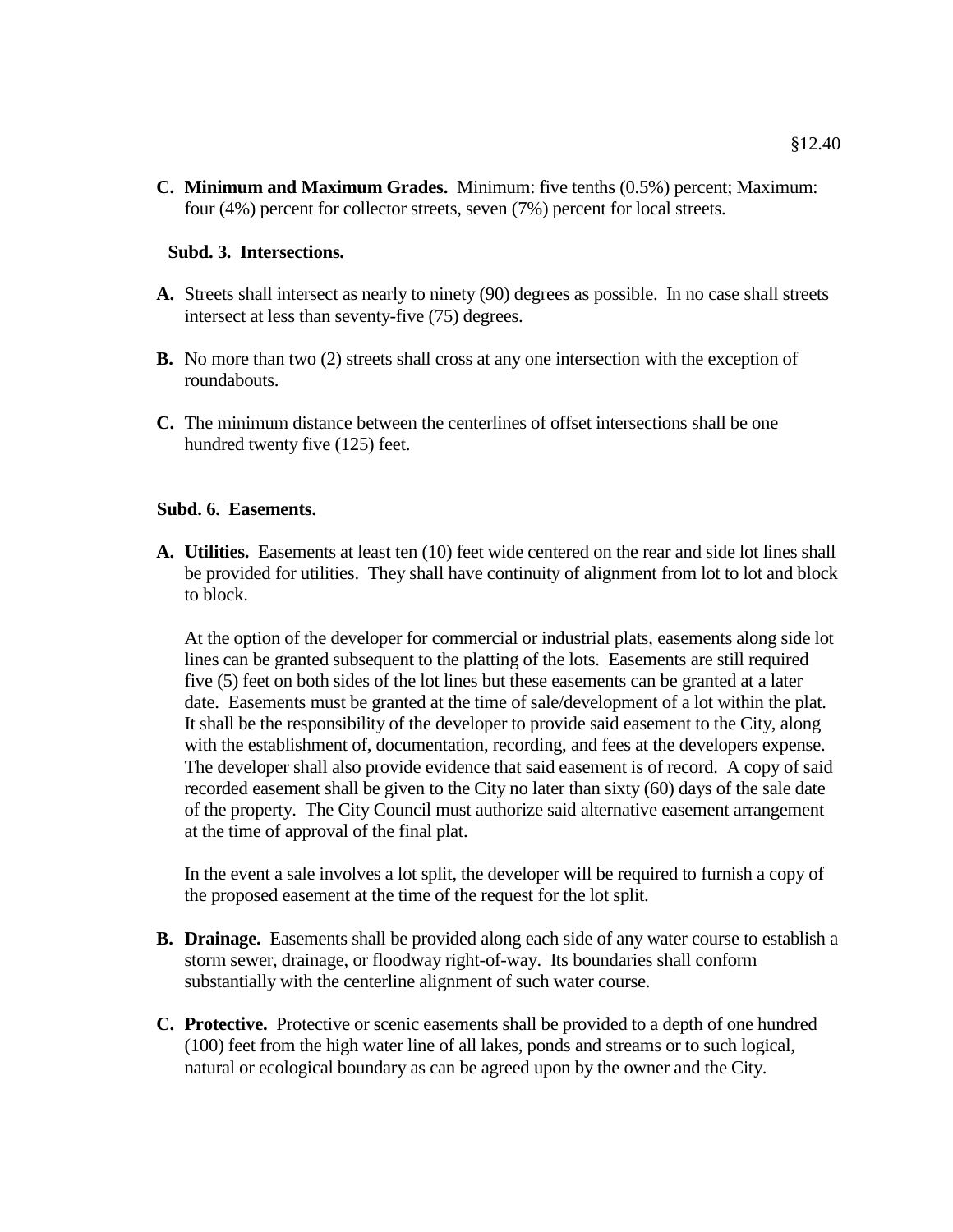**C. Minimum and Maximum Grades.** Minimum: five tenths (0.5%) percent; Maximum: four (4%) percent for collector streets, seven (7%) percent for local streets.

**Subd. 3. Intersections.**

**A.** Streets shall intersect as nearly to ninety (90) degrees as possible. In no case shall streets intersect at less than seventy-five (75) degrees.

**B.** No more than two (2) streets shall cross at any one intersection with the exception of roundabouts.

**C.** The minimum distance between the centerlines of offset intersections shall be one hundred twenty five (125) feet.

**Subd. 6. Easements.**

**A. Utilities.** Easements at least ten (10) feet wide centered on the rear and side lot lines shall be provided for utilities. They shall have continuity of alignment from lot to lot and block to block.

At the option of the developer for commercial or industrial plats, easements along side lot lines can be granted subsequent to the platting of the lots. Easements are still required five (5) feet on both sides of the lot lines but these easements can be granted at a later date. Easements must be granted at the time of sale/development of a lot within the plat. It shall be the responsibility of the developer to provide said easement to the City, along with the establishment of, documentation, recording, and fees at the developers expense. The developer shall also provide evidence that said easement is of record. A copy of said recorded easement shall be given to the City no later than sixty (60) days of the sale date of the property. The City Council must authorize said alternative easement arrangement at the time of approval of the final plat.

In the event a sale involves a lot split, the developer will be required to furnish a copy of the proposed easement at the time of the request for the lot split.

**B. Drainage.** Easements shall be provided along each side of any water course to establish a storm sewer, drainage, or floodway right-of-way. Its boundaries shall conform substantially with the centerline alignment of such water course.

**C. Protective.** Protective or scenic easements shall be provided to a depth of one hundred (100) feet from the high water line of all lakes, ponds and streams or to such logical, natural or ecological boundary as can be agreed upon by the owner and the City.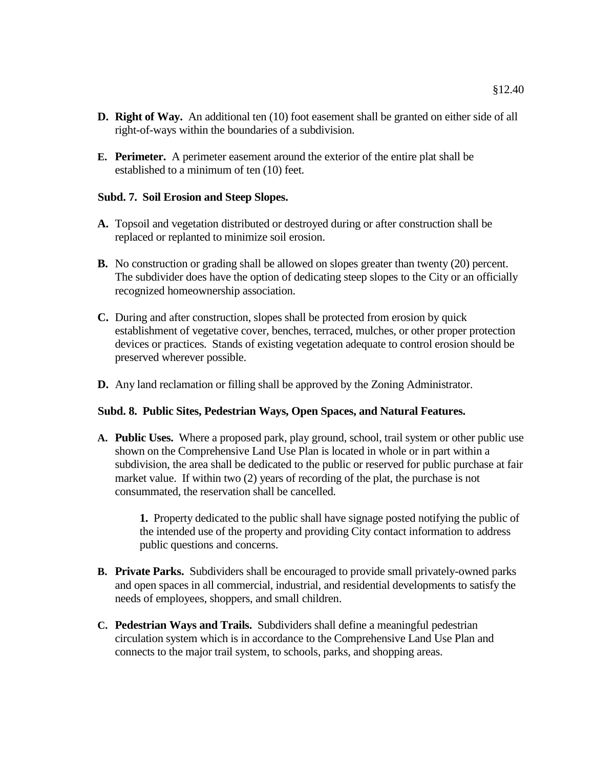- **D. Right of Way.** An additional ten (10) foot easement shall be granted on either side of all right-of-ways within the boundaries of a subdivision.
- **E. Perimeter.** A perimeter easement around the exterior of the entire plat shall be established to a minimum of ten (10) feet.

**Subd. 7. Soil Erosion and Steep Slopes.**

- **A.** Topsoil and vegetation distributed or destroyed during or after construction shall be replaced or replanted to minimize soil erosion.
- **B.** No construction or grading shall be allowed on slopes greater than twenty (20) percent. The subdivider does have the option of dedicating steep slopes to the City or an officially recognized homeownership association.
- **C.** During and after construction, slopes shall be protected from erosion by quick establishment of vegetative cover, benches, terraced, mulches, or other proper protection devices or practices. Stands of existing vegetation adequate to control erosion should be preserved wherever possible.
- **D.** Any land reclamation or filling shall be approved by the Zoning Administrator.

**Subd. 8. Public Sites, Pedestrian Ways, Open Spaces, and Natural Features.**

- **A. Public Uses.** Where a proposed park, play ground, school, trail system or other public use shown on the Comprehensive Land Use Plan is located in whole or in part within a subdivision, the area shall be dedicated to the public or reserved for public purchase at fair market value. If within two (2) years of recording of the plat, the purchase is not consummated, the reservation shall be cancelled.

  **1.** Property dedicated to the public shall have signage posted notifying the public of the intended use of the property and providing City contact information to address public questions and concerns.

- **B. Private Parks.** Subdividers shall be encouraged to provide small privately-owned parks and open spaces in all commercial, industrial, and residential developments to satisfy the needs of employees, shoppers, and small children.
- **C. Pedestrian Ways and Trails.** Subdividers shall define a meaningful pedestrian circulation system which is in accordance to the Comprehensive Land Use Plan and connects to the major trail system, to schools, parks, and shopping areas.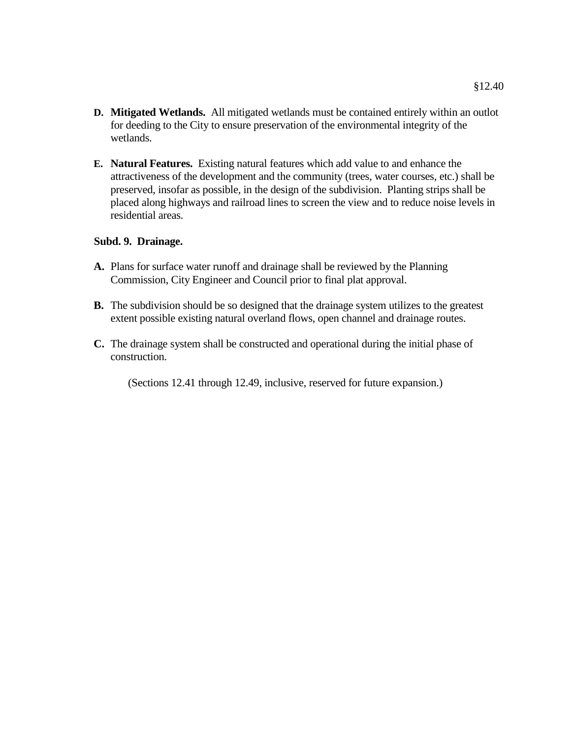**D.** **Mitigated Wetlands.** All mitigated wetlands must be contained entirely within an outlot for deeding to the City to ensure preservation of the environmental integrity of the wetlands.

**E.** **Natural Features.** Existing natural features which add value to and enhance the attractiveness of the development and the community (trees, water courses, etc.) shall be preserved, insofar as possible, in the design of the subdivision. Planting strips shall be placed along highways and railroad lines to screen the view and to reduce noise levels in residential areas.

**Subd. 9. Drainage.**

**A.** Plans for surface water runoff and drainage shall be reviewed by the Planning Commission, City Engineer and Council prior to final plat approval.

**B.** The subdivision should be so designed that the drainage system utilizes to the greatest extent possible existing natural overland flows, open channel and drainage routes.

**C.** The drainage system shall be constructed and operational during the initial phase of construction.

(Sections 12.41 through 12.49, inclusive, reserved for future expansion.)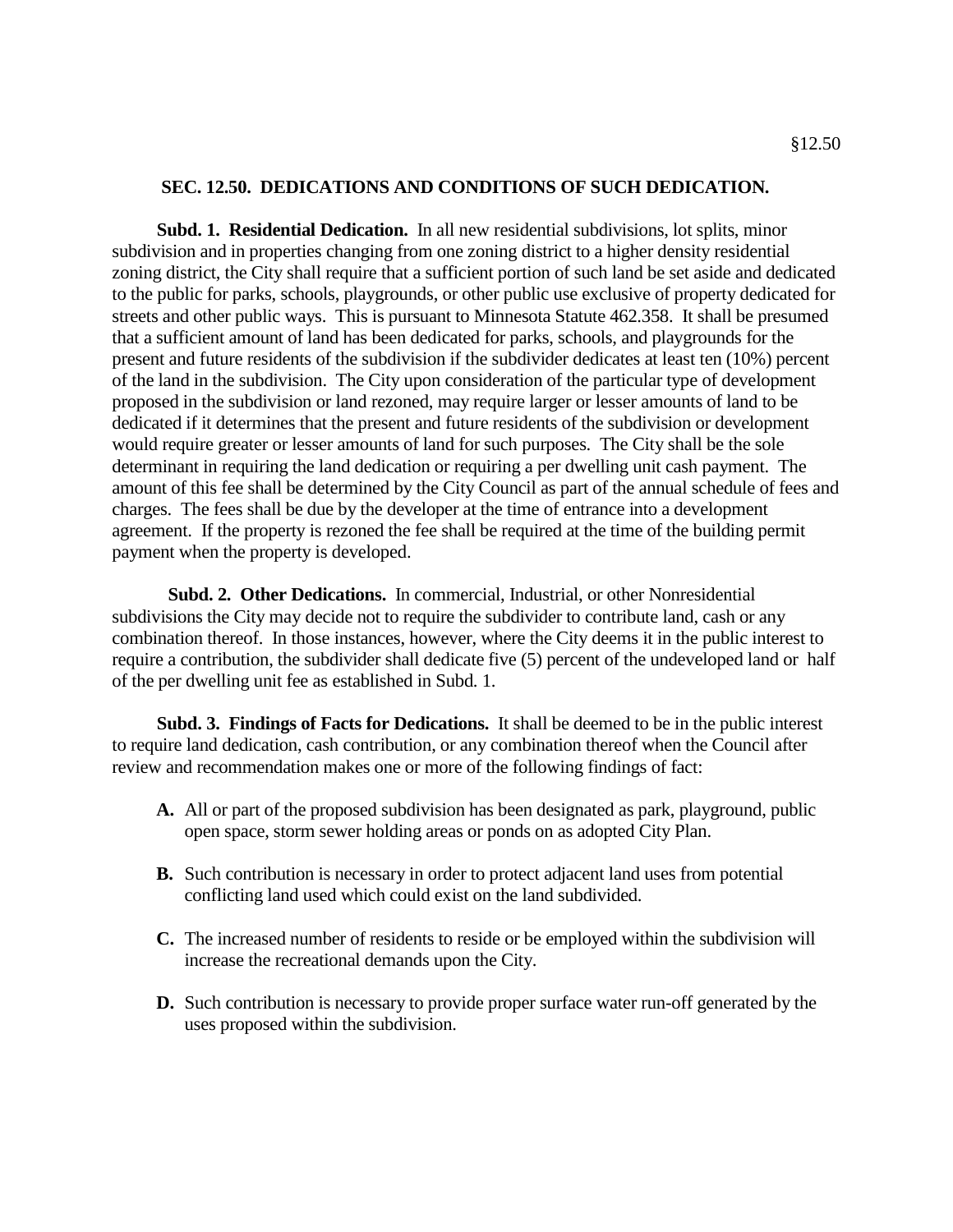## SEC. 12.50. DEDICATIONS AND CONDITIONS OF SUCH DEDICATION.

**Subd. 1. Residential Dedication.** In all new residential subdivisions, lot splits, minor subdivision and in properties changing from one zoning district to a higher density residential zoning district, the City shall require that a sufficient portion of such land be set aside and dedicated to the public for parks, schools, playgrounds, or other public use exclusive of property dedicated for streets and other public ways. This is pursuant to Minnesota Statute 462.358. It shall be presumed that a sufficient amount of land has been dedicated for parks, schools, and playgrounds for the present and future residents of the subdivision if the subdivider dedicates at least ten (10%) percent of the land in the subdivision. The City upon consideration of the particular type of development proposed in the subdivision or land rezoned, may require larger or lesser amounts of land to be dedicated if it determines that the present and future residents of the subdivision or development would require greater or lesser amounts of land for such purposes. The City shall be the sole determinant in requiring the land dedication or requiring a per dwelling unit cash payment. The amount of this fee shall be determined by the City Council as part of the annual schedule of fees and charges. The fees shall be due by the developer at the time of entrance into a development agreement. If the property is rezoned the fee shall be required at the time of the building permit payment when the property is developed.

**Subd. 2. Other Dedications.** In commercial, Industrial, or other Nonresidential subdivisions the City may decide not to require the subdivider to contribute land, cash or any combination thereof. In those instances, however, where the City deems it in the public interest to require a contribution, the subdivider shall dedicate five (5) percent of the undeveloped land or half of the per dwelling unit fee as established in Subd. 1.

**Subd. 3. Findings of Facts for Dedications.** It shall be deemed to be in the public interest to require land dedication, cash contribution, or any combination thereof when the Council after review and recommendation makes one or more of the following findings of fact:

- **A.** All or part of the proposed subdivision has been designated as park, playground, public open space, storm sewer holding areas or ponds on as adopted City Plan.

- **B.** Such contribution is necessary in order to protect adjacent land uses from potential conflicting land used which could exist on the land subdivided.

- **C.** The increased number of residents to reside or be employed within the subdivision will increase the recreational demands upon the City.

- **D.** Such contribution is necessary to provide proper surface water run-off generated by the uses proposed within the subdivision.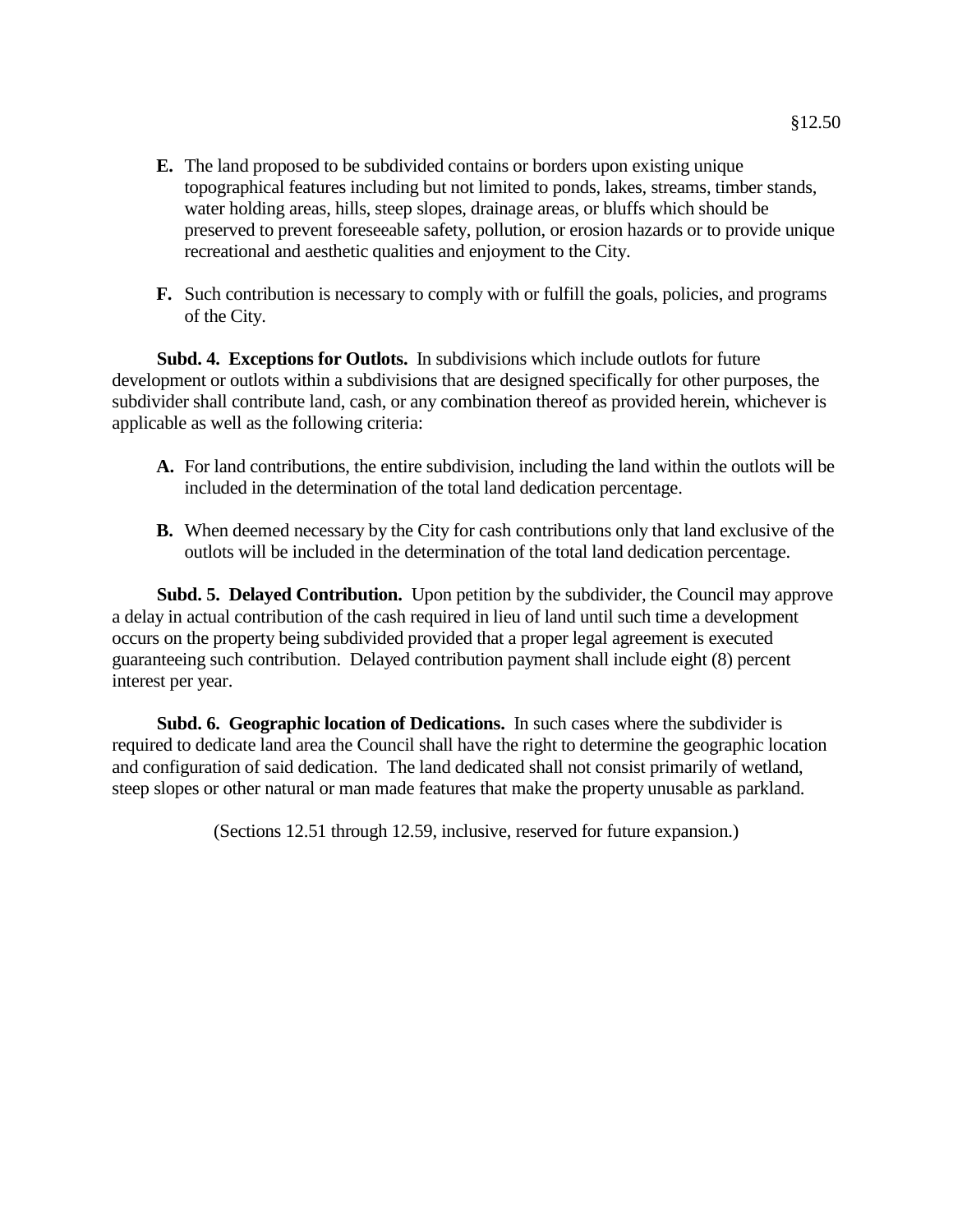**E.** The land proposed to be subdivided contains or borders upon existing unique topographical features including but not limited to ponds, lakes, streams, timber stands, water holding areas, hills, steep slopes, drainage areas, or bluffs which should be preserved to prevent foreseeable safety, pollution, or erosion hazards or to provide unique recreational and aesthetic qualities and enjoyment to the City.

**F.** Such contribution is necessary to comply with or fulfill the goals, policies, and programs of the City.

**Subd. 4. Exceptions for Outlots.** In subdivisions which include outlots for future development or outlots within a subdivisions that are designed specifically for other purposes, the subdivider shall contribute land, cash, or any combination thereof as provided herein, whichever is applicable as well as the following criteria:

**A.** For land contributions, the entire subdivision, including the land within the outlots will be included in the determination of the total land dedication percentage.

**B.** When deemed necessary by the City for cash contributions only that land exclusive of the outlots will be included in the determination of the total land dedication percentage.

**Subd. 5. Delayed Contribution.** Upon petition by the subdivider, the Council may approve a delay in actual contribution of the cash required in lieu of land until such time a development occurs on the property being subdivided provided that a proper legal agreement is executed guaranteeing such contribution. Delayed contribution payment shall include eight (8) percent interest per year.

**Subd. 6. Geographic location of Dedications.** In such cases where the subdivider is required to dedicate land area the Council shall have the right to determine the geographic location and configuration of said dedication. The land dedicated shall not consist primarily of wetland, steep slopes or other natural or man made features that make the property unusable as parkland.

(Sections 12.51 through 12.59, inclusive, reserved for future expansion.)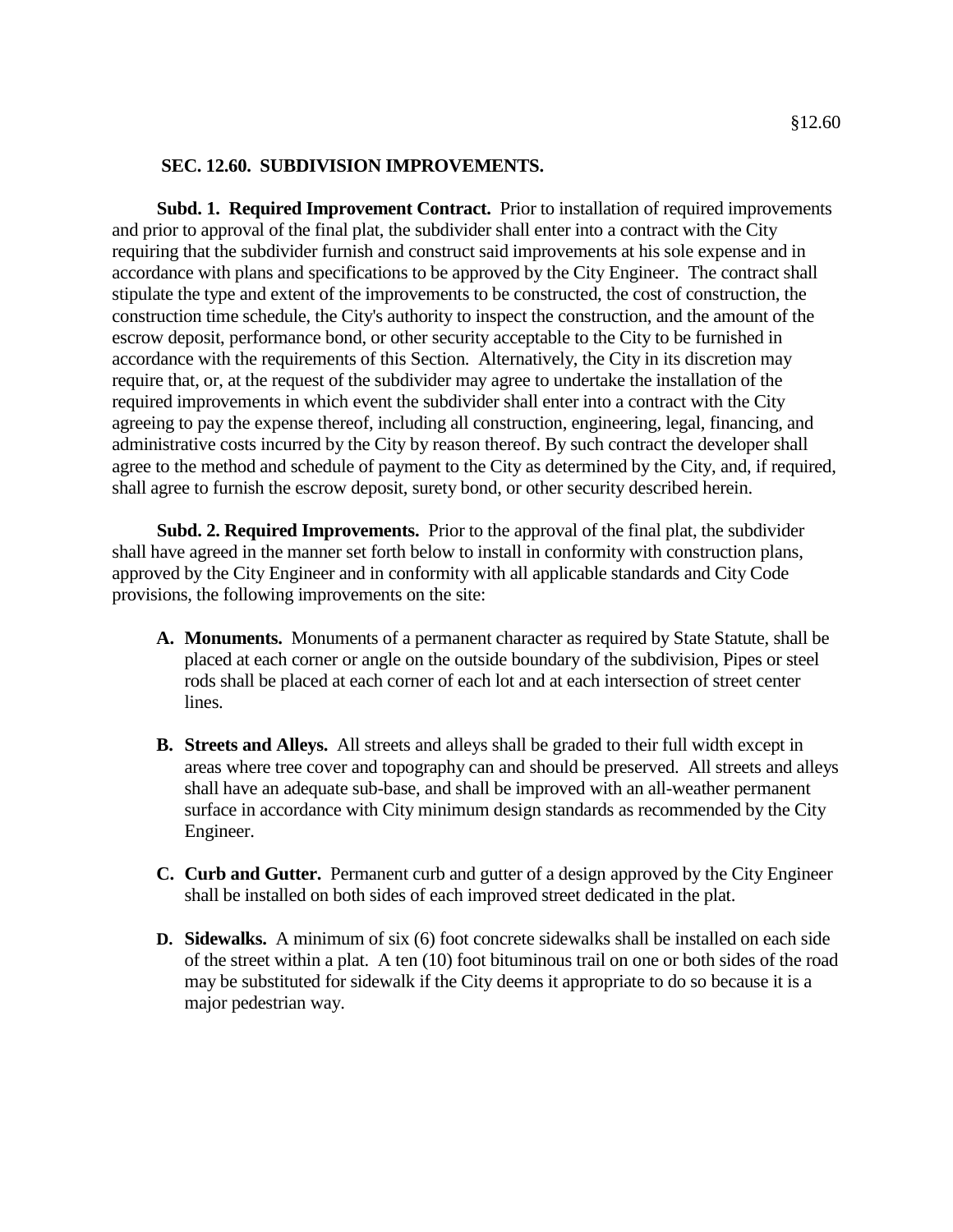## SEC. 12.60. SUBDIVISION IMPROVEMENTS.

**Subd. 1. Required Improvement Contract.** Prior to installation of required improvements and prior to approval of the final plat, the subdivider shall enter into a contract with the City requiring that the subdivider furnish and construct said improvements at his sole expense and in accordance with plans and specifications to be approved by the City Engineer. The contract shall stipulate the type and extent of the improvements to be constructed, the cost of construction, the construction time schedule, the City's authority to inspect the construction, and the amount of the escrow deposit, performance bond, or other security acceptable to the City to be furnished in accordance with the requirements of this Section. Alternatively, the City in its discretion may require that, or, at the request of the subdivider may agree to undertake the installation of the required improvements in which event the subdivider shall enter into a contract with the City agreeing to pay the expense thereof, including all construction, engineering, legal, financing, and administrative costs incurred by the City by reason thereof. By such contract the developer shall agree to the method and schedule of payment to the City as determined by the City, and, if required, shall agree to furnish the escrow deposit, surety bond, or other security described herein.

**Subd. 2. Required Improvements.** Prior to the approval of the final plat, the subdivider shall have agreed in the manner set forth below to install in conformity with construction plans, approved by the City Engineer and in conformity with all applicable standards and City Code provisions, the following improvements on the site:

- **A. Monuments.** Monuments of a permanent character as required by State Statute, shall be placed at each corner or angle on the outside boundary of the subdivision, Pipes or steel rods shall be placed at each corner of each lot and at each intersection of street center lines.

- **B. Streets and Alleys.** All streets and alleys shall be graded to their full width except in areas where tree cover and topography can and should be preserved. All streets and alleys shall have an adequate sub-base, and shall be improved with an all-weather permanent surface in accordance with City minimum design standards as recommended by the City Engineer.

- **C. Curb and Gutter.** Permanent curb and gutter of a design approved by the City Engineer shall be installed on both sides of each improved street dedicated in the plat.

- **D. Sidewalks.** A minimum of six (6) foot concrete sidewalks shall be installed on each side of the street within a plat. A ten (10) foot bituminous trail on one or both sides of the road may be substituted for sidewalk if the City deems it appropriate to do so because it is a major pedestrian way.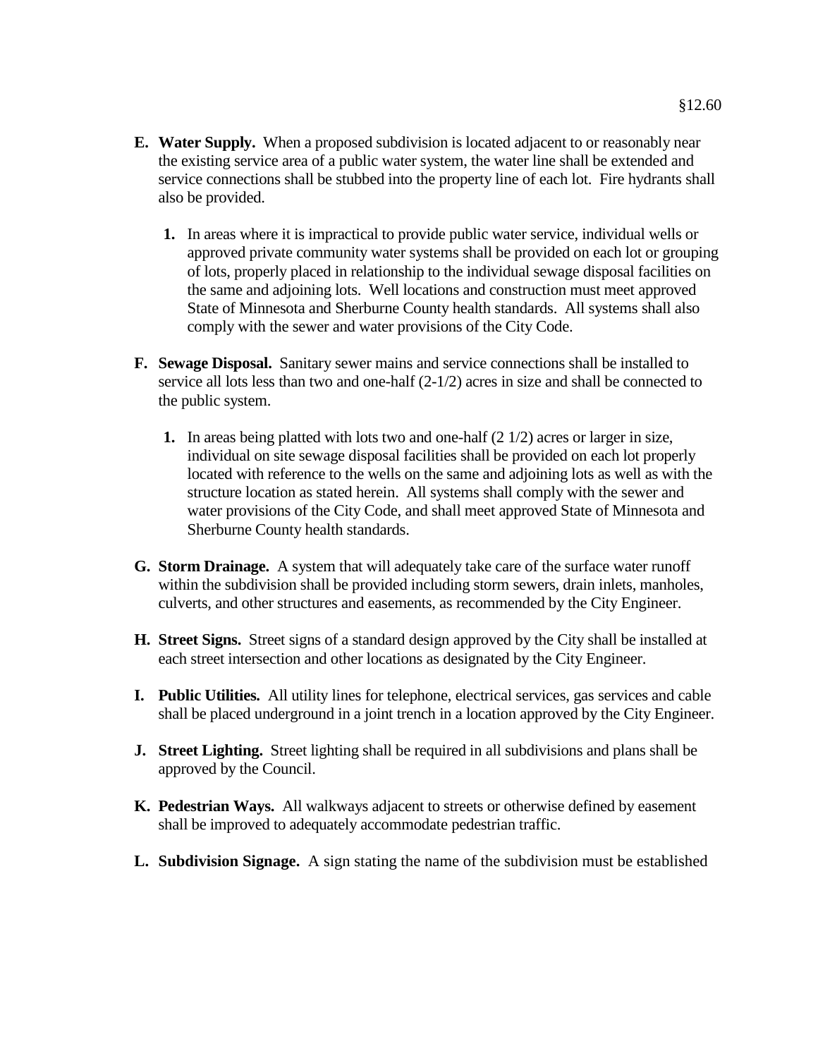**E. Water Supply.** When a proposed subdivision is located adjacent to or reasonably near the existing service area of a public water system, the water line shall be extended and service connections shall be stubbed into the property line of each lot. Fire hydrants shall also be provided.

**1.** In areas where it is impractical to provide public water service, individual wells or approved private community water systems shall be provided on each lot or grouping of lots, properly placed in relationship to the individual sewage disposal facilities on the same and adjoining lots. Well locations and construction must meet approved State of Minnesota and Sherburne County health standards. All systems shall also comply with the sewer and water provisions of the City Code.

**F. Sewage Disposal.** Sanitary sewer mains and service connections shall be installed to service all lots less than two and one-half (2-1/2) acres in size and shall be connected to the public system.

**1.** In areas being platted with lots two and one-half (2 1/2) acres or larger in size, individual on site sewage disposal facilities shall be provided on each lot properly located with reference to the wells on the same and adjoining lots as well as with the structure location as stated herein. All systems shall comply with the sewer and water provisions of the City Code, and shall meet approved State of Minnesota and Sherburne County health standards.

**G. Storm Drainage.** A system that will adequately take care of the surface water runoff within the subdivision shall be provided including storm sewers, drain inlets, manholes, culverts, and other structures and easements, as recommended by the City Engineer.

**H. Street Signs.** Street signs of a standard design approved by the City shall be installed at each street intersection and other locations as designated by the City Engineer.

**I. Public Utilities.** All utility lines for telephone, electrical services, gas services and cable shall be placed underground in a joint trench in a location approved by the City Engineer.

**J. Street Lighting.** Street lighting shall be required in all subdivisions and plans shall be approved by the Council.

**K. Pedestrian Ways.** All walkways adjacent to streets or otherwise defined by easement shall be improved to adequately accommodate pedestrian traffic.

**L. Subdivision Signage.** A sign stating the name of the subdivision must be established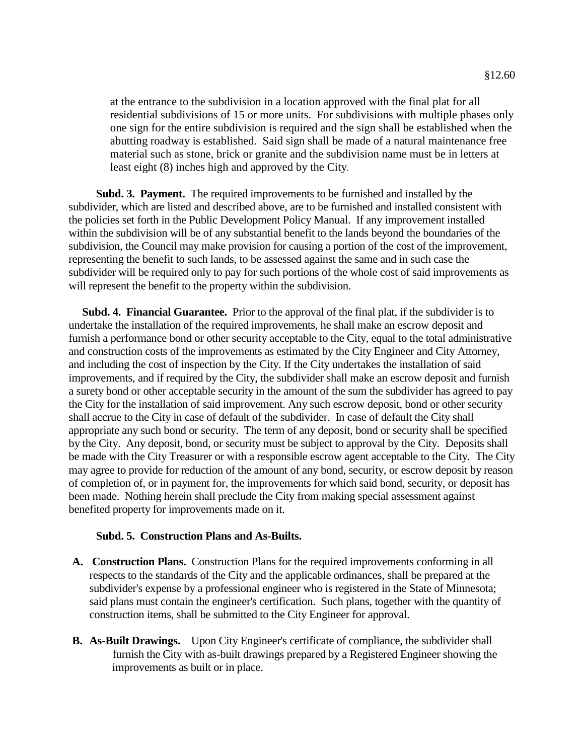at the entrance to the subdivision in a location approved with the final plat for all residential subdivisions of 15 or more units. For subdivisions with multiple phases only one sign for the entire subdivision is required and the sign shall be established when the abutting roadway is established. Said sign shall be made of a natural maintenance free material such as stone, brick or granite and the subdivision name must be in letters at least eight (8) inches high and approved by the City.

**Subd. 3. Payment.** The required improvements to be furnished and installed by the subdivider, which are listed and described above, are to be furnished and installed consistent with the policies set forth in the Public Development Policy Manual. If any improvement installed within the subdivision will be of any substantial benefit to the lands beyond the boundaries of the subdivision, the Council may make provision for causing a portion of the cost of the improvement, representing the benefit to such lands, to be assessed against the same and in such case the subdivider will be required only to pay for such portions of the whole cost of said improvements as will represent the benefit to the property within the subdivision.

**Subd. 4. Financial Guarantee.** Prior to the approval of the final plat, if the subdivider is to undertake the installation of the required improvements, he shall make an escrow deposit and furnish a performance bond or other security acceptable to the City, equal to the total administrative and construction costs of the improvements as estimated by the City Engineer and City Attorney, and including the cost of inspection by the City. If the City undertakes the installation of said improvements, and if required by the City, the subdivider shall make an escrow deposit and furnish a surety bond or other acceptable security in the amount of the sum the subdivider has agreed to pay the City for the installation of said improvement. Any such escrow deposit, bond or other security shall accrue to the City in case of default of the subdivider. In case of default the City shall appropriate any such bond or security. The term of any deposit, bond or security shall be specified by the City. Any deposit, bond, or security must be subject to approval by the City. Deposits shall be made with the City Treasurer or with a responsible escrow agent acceptable to the City. The City may agree to provide for reduction of the amount of any bond, security, or escrow deposit by reason of completion of, or in payment for, the improvements for which said bond, security, or deposit has been made. Nothing herein shall preclude the City from making special assessment against benefited property for improvements made on it.

**Subd. 5. Construction Plans and As-Builts.**

**A. Construction Plans.** Construction Plans for the required improvements conforming in all respects to the standards of the City and the applicable ordinances, shall be prepared at the subdivider's expense by a professional engineer who is registered in the State of Minnesota; said plans must contain the engineer's certification. Such plans, together with the quantity of construction items, shall be submitted to the City Engineer for approval.

**B. As-Built Drawings.** Upon City Engineer's certificate of compliance, the subdivider shall furnish the City with as-built drawings prepared by a Registered Engineer showing the improvements as built or in place.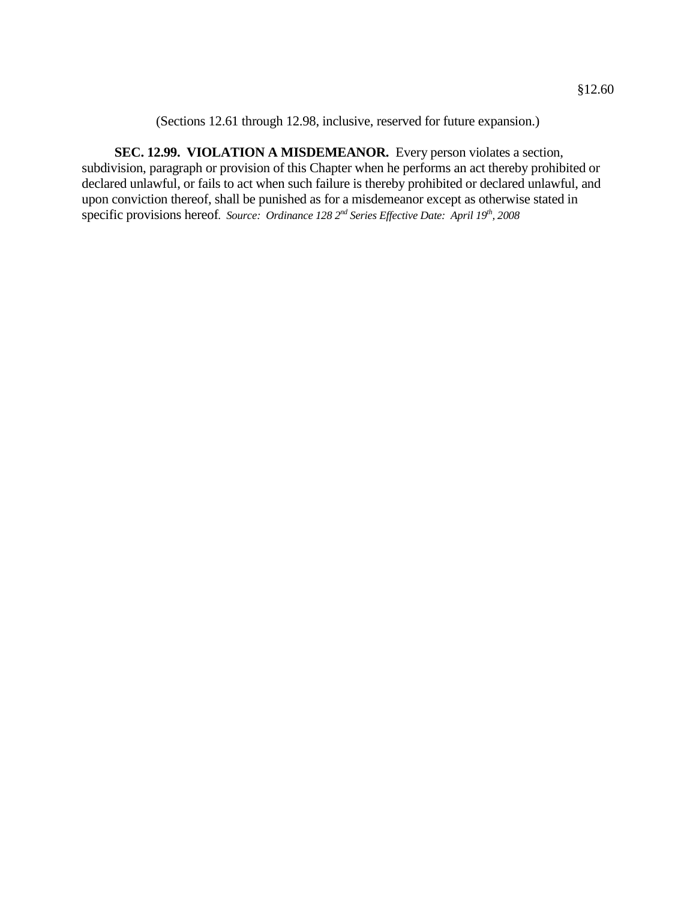(Sections 12.61 through 12.98, inclusive, reserved for future expansion.)

**SEC. 12.99. VIOLATION A MISDEMEANOR.** Every person violates a section, subdivision, paragraph or provision of this Chapter when he performs an act thereby prohibited or declared unlawful, or fails to act when such failure is thereby prohibited or declared unlawful, and upon conviction thereof, shall be punished as for a misdemeanor except as otherwise stated in specific provisions hereof. *Source: Ordinance 128 2nd Series Effective Date: April 19th, 2008*